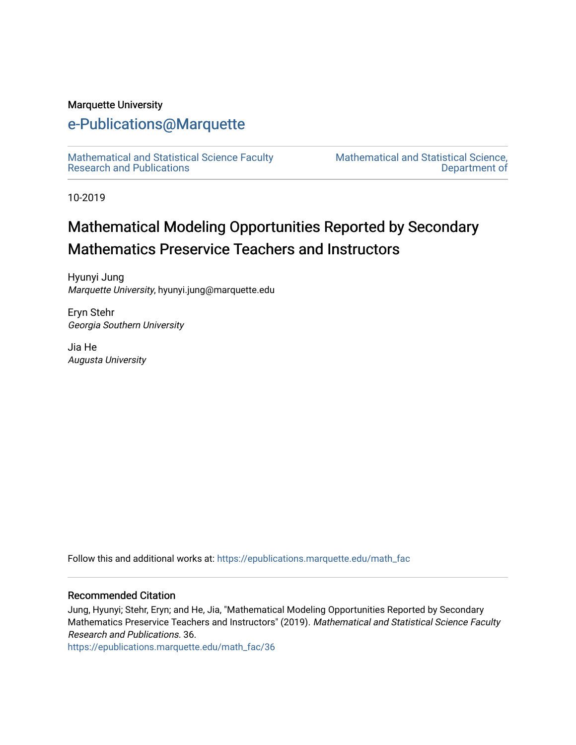Marquette University

# e-Publications@Marquette

Mathematical and Statistical Science Faculty Research and Publications

Mathematical and Statistical Science, Department of

10-2019

# Mathematical Modeling Opportunities Reported by Secondary Mathematics Preservice Teachers and Instructors

Hyunyi Jung
*Marquette University*, hyunyi.jung@marquette.edu

Eryn Stehr
*Georgia Southern University*

Jia He
*Augusta University*

Follow this and additional works at: https://epublications.marquette.edu/math_fac

## Recommended Citation

Jung, Hyunyi; Stehr, Eryn; and He, Jia, "Mathematical Modeling Opportunities Reported by Secondary Mathematics Preservice Teachers and Instructors" (2019). *Mathematical and Statistical Science Faculty Research and Publications*. 36.
https://epublications.marquette.edu/math_fac/36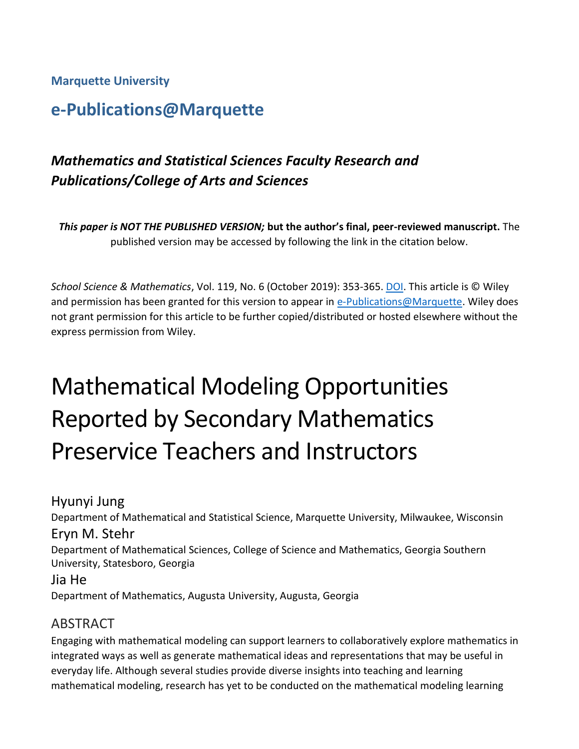Marquette University

## e-Publications@Marquette

### *Mathematics and Statistical Sciences Faculty Research and Publications/College of Arts and Sciences*

***This paper is NOT THE PUBLISHED VERSION;* but the author's final, peer-reviewed manuscript.** The published version may be accessed by following the link in the citation below.

*School Science & Mathematics*, Vol. 119, No. 6 (October 2019): 353-365. DOI. This article is © Wiley and permission has been granted for this version to appear in e-Publications@Marquette. Wiley does not grant permission for this article to be further copied/distributed or hosted elsewhere without the express permission from Wiley.

# Mathematical Modeling Opportunities Reported by Secondary Mathematics Preservice Teachers and Instructors

Hyunyi Jung
Department of Mathematical and Statistical Science, Marquette University, Milwaukee, Wisconsin

Eryn M. Stehr
Department of Mathematical Sciences, College of Science and Mathematics, Georgia Southern University, Statesboro, Georgia

Jia He
Department of Mathematics, Augusta University, Augusta, Georgia

## ABSTRACT

Engaging with mathematical modeling can support learners to collaboratively explore mathematics in integrated ways as well as generate mathematical ideas and representations that may be useful in everyday life. Although several studies provide diverse insights into teaching and learning mathematical modeling, research has yet to be conducted on the mathematical modeling learning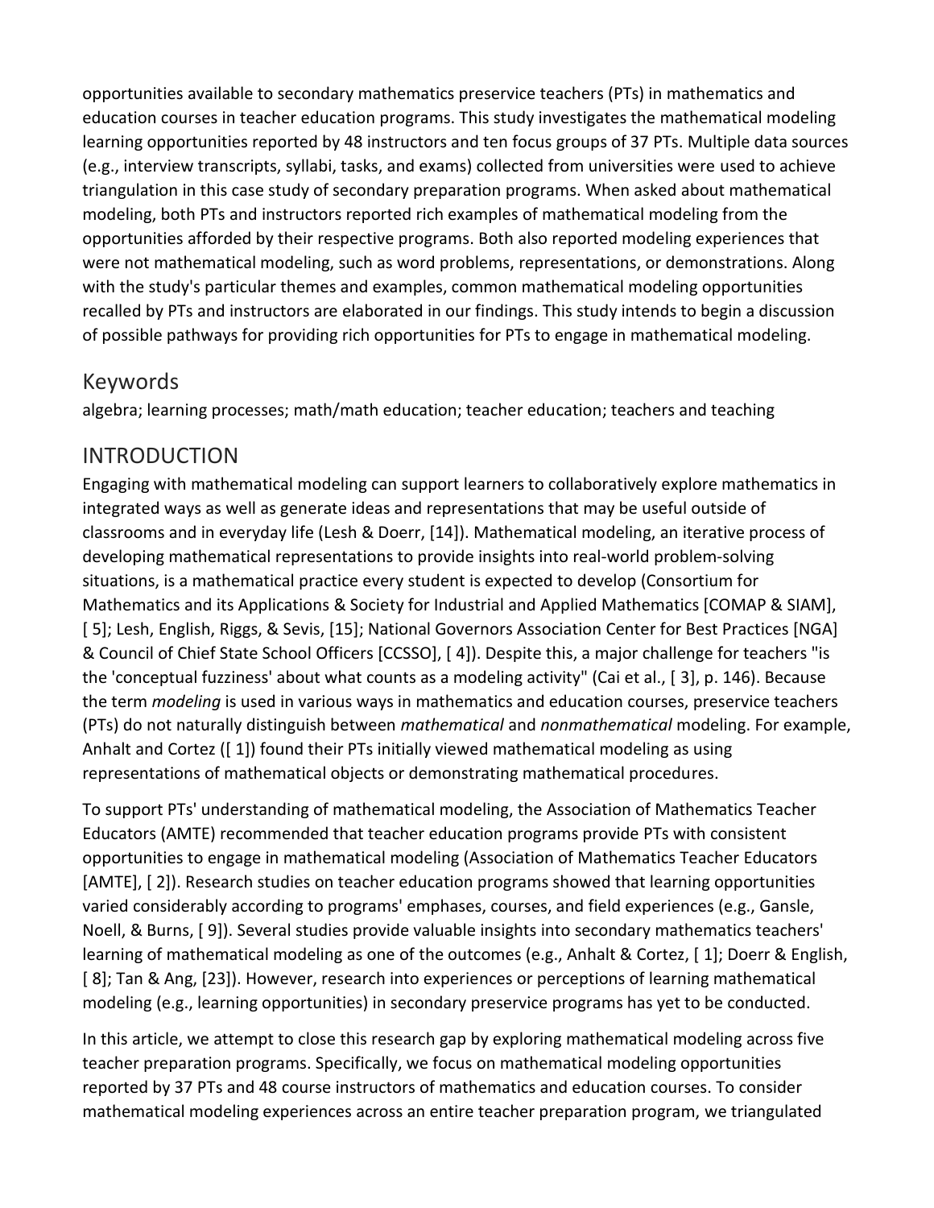opportunities available to secondary mathematics preservice teachers (PTs) in mathematics and education courses in teacher education programs. This study investigates the mathematical modeling learning opportunities reported by 48 instructors and ten focus groups of 37 PTs. Multiple data sources (e.g., interview transcripts, syllabi, tasks, and exams) collected from universities were used to achieve triangulation in this case study of secondary preparation programs. When asked about mathematical modeling, both PTs and instructors reported rich examples of mathematical modeling from the opportunities afforded by their respective programs. Both also reported modeling experiences that were not mathematical modeling, such as word problems, representations, or demonstrations. Along with the study's particular themes and examples, common mathematical modeling opportunities recalled by PTs and instructors are elaborated in our findings. This study intends to begin a discussion of possible pathways for providing rich opportunities for PTs to engage in mathematical modeling.

## Keywords

algebra; learning processes; math/math education; teacher education; teachers and teaching

## INTRODUCTION

Engaging with mathematical modeling can support learners to collaboratively explore mathematics in integrated ways as well as generate ideas and representations that may be useful outside of classrooms and in everyday life (Lesh & Doerr, [14]). Mathematical modeling, an iterative process of developing mathematical representations to provide insights into real-world problem-solving situations, is a mathematical practice every student is expected to develop (Consortium for Mathematics and its Applications & Society for Industrial and Applied Mathematics [COMAP & SIAM], [ 5]; Lesh, English, Riggs, & Sevis, [15]; National Governors Association Center for Best Practices [NGA] & Council of Chief State School Officers [CCSSO], [ 4]). Despite this, a major challenge for teachers "is the 'conceptual fuzziness' about what counts as a modeling activity" (Cai et al., [ 3], p. 146). Because the term *modeling* is used in various ways in mathematics and education courses, preservice teachers (PTs) do not naturally distinguish between *mathematical* and *nonmathematical* modeling. For example, Anhalt and Cortez ([ 1]) found their PTs initially viewed mathematical modeling as using representations of mathematical objects or demonstrating mathematical procedures.

To support PTs' understanding of mathematical modeling, the Association of Mathematics Teacher Educators (AMTE) recommended that teacher education programs provide PTs with consistent opportunities to engage in mathematical modeling (Association of Mathematics Teacher Educators [AMTE], [ 2]). Research studies on teacher education programs showed that learning opportunities varied considerably according to programs' emphases, courses, and field experiences (e.g., Gansle, Noell, & Burns, [ 9]). Several studies provide valuable insights into secondary mathematics teachers' learning of mathematical modeling as one of the outcomes (e.g., Anhalt & Cortez, [ 1]; Doerr & English, [ 8]; Tan & Ang, [23]). However, research into experiences or perceptions of learning mathematical modeling (e.g., learning opportunities) in secondary preservice programs has yet to be conducted.

In this article, we attempt to close this research gap by exploring mathematical modeling across five teacher preparation programs. Specifically, we focus on mathematical modeling opportunities reported by 37 PTs and 48 course instructors of mathematics and education courses. To consider mathematical modeling experiences across an entire teacher preparation program, we triangulated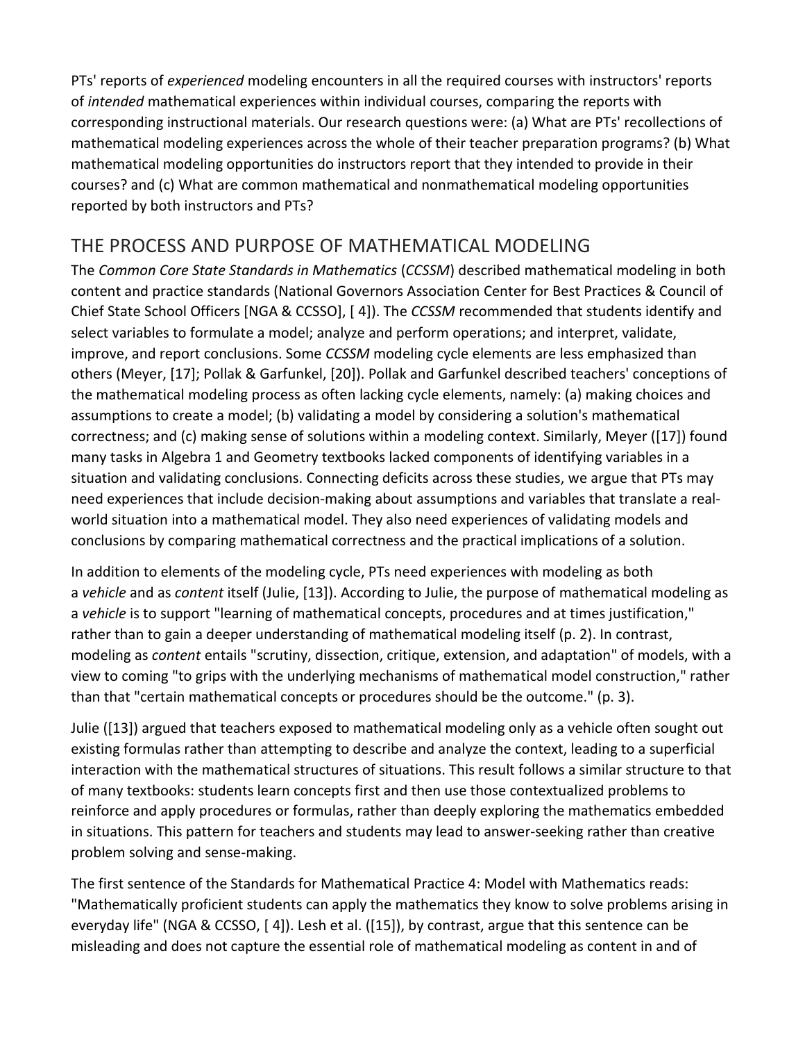PTs' reports of *experienced* modeling encounters in all the required courses with instructors' reports of *intended* mathematical experiences within individual courses, comparing the reports with corresponding instructional materials. Our research questions were: (a) What are PTs' recollections of mathematical modeling experiences across the whole of their teacher preparation programs? (b) What mathematical modeling opportunities do instructors report that they intended to provide in their courses? and (c) What are common mathematical and nonmathematical modeling opportunities reported by both instructors and PTs?

## THE PROCESS AND PURPOSE OF MATHEMATICAL MODELING

The *Common Core State Standards in Mathematics* (*CCSSM*) described mathematical modeling in both content and practice standards (National Governors Association Center for Best Practices & Council of Chief State School Officers [NGA & CCSSO], [ 4]). The *CCSSM* recommended that students identify and select variables to formulate a model; analyze and perform operations; and interpret, validate, improve, and report conclusions. Some *CCSSM* modeling cycle elements are less emphasized than others (Meyer, [17]; Pollak & Garfunkel, [20]). Pollak and Garfunkel described teachers' conceptions of the mathematical modeling process as often lacking cycle elements, namely: (a) making choices and assumptions to create a model; (b) validating a model by considering a solution's mathematical correctness; and (c) making sense of solutions within a modeling context. Similarly, Meyer ([17]) found many tasks in Algebra 1 and Geometry textbooks lacked components of identifying variables in a situation and validating conclusions. Connecting deficits across these studies, we argue that PTs may need experiences that include decision-making about assumptions and variables that translate a real-world situation into a mathematical model. They also need experiences of validating models and conclusions by comparing mathematical correctness and the practical implications of a solution.

In addition to elements of the modeling cycle, PTs need experiences with modeling as both a *vehicle* and as *content* itself (Julie, [13]). According to Julie, the purpose of mathematical modeling as a *vehicle* is to support "learning of mathematical concepts, procedures and at times justification," rather than to gain a deeper understanding of mathematical modeling itself (p. 2). In contrast, modeling as *content* entails "scrutiny, dissection, critique, extension, and adaptation" of models, with a view to coming "to grips with the underlying mechanisms of mathematical model construction," rather than that "certain mathematical concepts or procedures should be the outcome." (p. 3).

Julie ([13]) argued that teachers exposed to mathematical modeling only as a vehicle often sought out existing formulas rather than attempting to describe and analyze the context, leading to a superficial interaction with the mathematical structures of situations. This result follows a similar structure to that of many textbooks: students learn concepts first and then use those contextualized problems to reinforce and apply procedures or formulas, rather than deeply exploring the mathematics embedded in situations. This pattern for teachers and students may lead to answer-seeking rather than creative problem solving and sense-making.

The first sentence of the Standards for Mathematical Practice 4: Model with Mathematics reads: "Mathematically proficient students can apply the mathematics they know to solve problems arising in everyday life" (NGA & CCSSO, [ 4]). Lesh et al. ([15]), by contrast, argue that this sentence can be misleading and does not capture the essential role of mathematical modeling as content in and of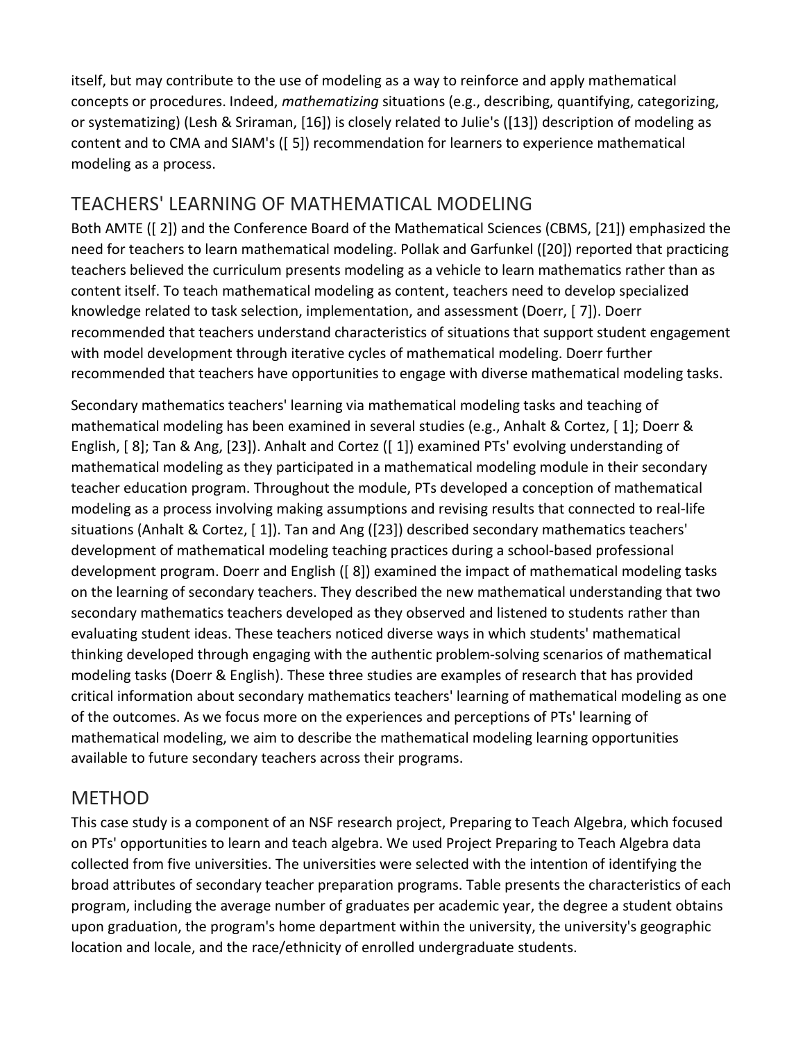itself, but may contribute to the use of modeling as a way to reinforce and apply mathematical concepts or procedures. Indeed, *mathematizing* situations (e.g., describing, quantifying, categorizing, or systematizing) (Lesh & Sriraman, [16]) is closely related to Julie's ([13]) description of modeling as content and to CMA and SIAM's ([ 5]) recommendation for learners to experience mathematical modeling as a process.

## TEACHERS' LEARNING OF MATHEMATICAL MODELING

Both AMTE ([ 2]) and the Conference Board of the Mathematical Sciences (CBMS, [21]) emphasized the need for teachers to learn mathematical modeling. Pollak and Garfunkel ([20]) reported that practicing teachers believed the curriculum presents modeling as a vehicle to learn mathematics rather than as content itself. To teach mathematical modeling as content, teachers need to develop specialized knowledge related to task selection, implementation, and assessment (Doerr, [ 7]). Doerr recommended that teachers understand characteristics of situations that support student engagement with model development through iterative cycles of mathematical modeling. Doerr further recommended that teachers have opportunities to engage with diverse mathematical modeling tasks.

Secondary mathematics teachers' learning via mathematical modeling tasks and teaching of mathematical modeling has been examined in several studies (e.g., Anhalt & Cortez, [ 1]; Doerr & English, [ 8]; Tan & Ang, [23]). Anhalt and Cortez ([ 1]) examined PTs' evolving understanding of mathematical modeling as they participated in a mathematical modeling module in their secondary teacher education program. Throughout the module, PTs developed a conception of mathematical modeling as a process involving making assumptions and revising results that connected to real-life situations (Anhalt & Cortez, [ 1]). Tan and Ang ([23]) described secondary mathematics teachers' development of mathematical modeling teaching practices during a school-based professional development program. Doerr and English ([ 8]) examined the impact of mathematical modeling tasks on the learning of secondary teachers. They described the new mathematical understanding that two secondary mathematics teachers developed as they observed and listened to students rather than evaluating student ideas. These teachers noticed diverse ways in which students' mathematical thinking developed through engaging with the authentic problem-solving scenarios of mathematical modeling tasks (Doerr & English). These three studies are examples of research that has provided critical information about secondary mathematics teachers' learning of mathematical modeling as one of the outcomes. As we focus more on the experiences and perceptions of PTs' learning of mathematical modeling, we aim to describe the mathematical modeling learning opportunities available to future secondary teachers across their programs.

## METHOD

This case study is a component of an NSF research project, Preparing to Teach Algebra, which focused on PTs' opportunities to learn and teach algebra. We used Project Preparing to Teach Algebra data collected from five universities. The universities were selected with the intention of identifying the broad attributes of secondary teacher preparation programs. Table presents the characteristics of each program, including the average number of graduates per academic year, the degree a student obtains upon graduation, the program's home department within the university, the university's geographic location and locale, and the race/ethnicity of enrolled undergraduate students.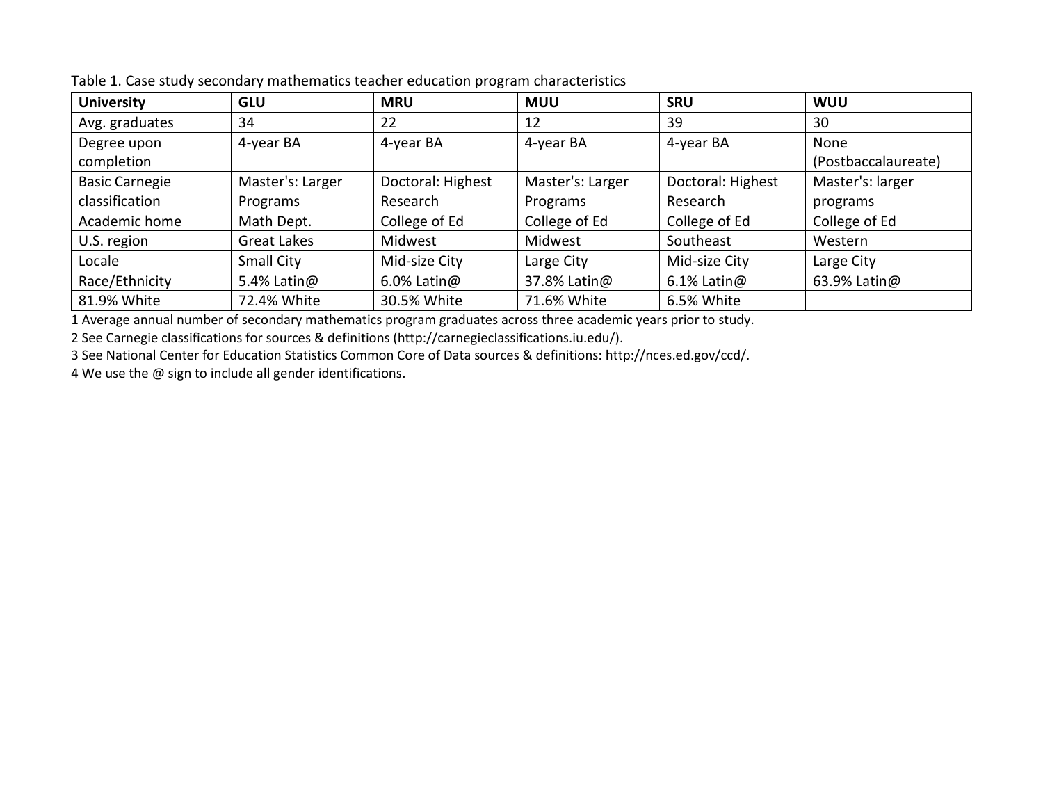Table 1. Case study secondary mathematics teacher education program characteristics

| University | GLU | MRU | MUU | SRU | WUU |
| --- | --- | --- | --- | --- | --- |
| Avg. graduates | 34 | 22 | 12 | 39 | 30 |
| Degree upon completion | 4-year BA | 4-year BA | 4-year BA | 4-year BA | None (Postbaccalaureate) |
| Basic Carnegie classification | Master's: Larger Programs | Doctoral: Highest Research | Master's: Larger Programs | Doctoral: Highest Research | Master's: larger programs |
| Academic home | Math Dept. | College of Ed | College of Ed | College of Ed | College of Ed |
| U.S. region | Great Lakes | Midwest | Midwest | Southeast | Western |
| Locale | Small City | Mid-size City | Large City | Mid-size City | Large City |
| Race/Ethnicity | 5.4% Latin@ | 6.0% Latin@ | 37.8% Latin@ | 6.1% Latin@ | 63.9% Latin@ |
| 81.9% White | 72.4% White | 30.5% White | 71.6% White | 6.5% White | |

1 Average annual number of secondary mathematics program graduates across three academic years prior to study.

2 See Carnegie classifications for sources & definitions (http://carnegieclassifications.iu.edu/).

3 See National Center for Education Statistics Common Core of Data sources & definitions: http://nces.ed.gov/ccd/.

4 We use the @ sign to include all gender identifications.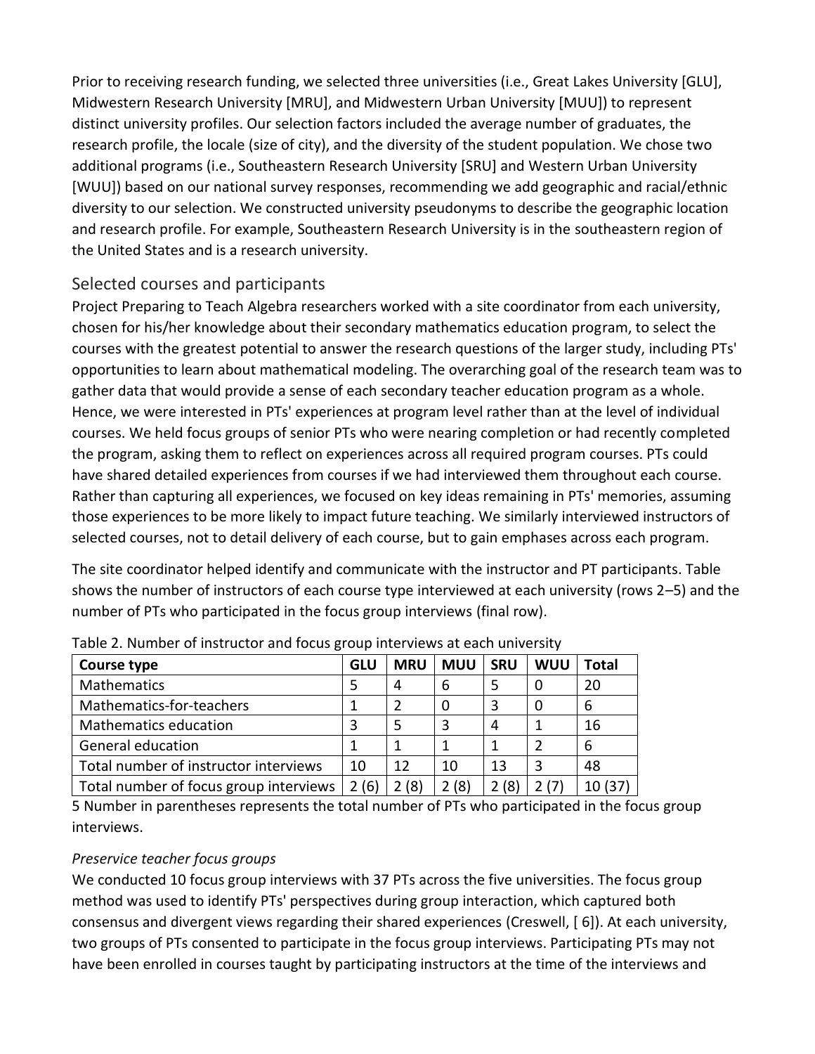Prior to receiving research funding, we selected three universities (i.e., Great Lakes University [GLU], Midwestern Research University [MRU], and Midwestern Urban University [MUU]) to represent distinct university profiles. Our selection factors included the average number of graduates, the research profile, the locale (size of city), and the diversity of the student population. We chose two additional programs (i.e., Southeastern Research University [SRU] and Western Urban University [WUU]) based on our national survey responses, recommending we add geographic and racial/ethnic diversity to our selection. We constructed university pseudonyms to describe the geographic location and research profile. For example, Southeastern Research University is in the southeastern region of the United States and is a research university.

## Selected courses and participants

Project Preparing to Teach Algebra researchers worked with a site coordinator from each university, chosen for his/her knowledge about their secondary mathematics education program, to select the courses with the greatest potential to answer the research questions of the larger study, including PTs' opportunities to learn about mathematical modeling. The overarching goal of the research team was to gather data that would provide a sense of each secondary teacher education program as a whole. Hence, we were interested in PTs' experiences at program level rather than at the level of individual courses. We held focus groups of senior PTs who were nearing completion or had recently completed the program, asking them to reflect on experiences across all required program courses. PTs could have shared detailed experiences from courses if we had interviewed them throughout each course. Rather than capturing all experiences, we focused on key ideas remaining in PTs' memories, assuming those experiences to be more likely to impact future teaching. We similarly interviewed instructors of selected courses, not to detail delivery of each course, but to gain emphases across each program.

The site coordinator helped identify and communicate with the instructor and PT participants. Table shows the number of instructors of each course type interviewed at each university (rows 2–5) and the number of PTs who participated in the focus group interviews (final row).

Table 2. Number of instructor and focus group interviews at each university

| Course type | GLU | MRU | MUU | SRU | WUU | Total |
|---|---|---|---|---|---|---|
| Mathematics | 5 | 4 | 6 | 5 | 0 | 20 |
| Mathematics-for-teachers | 1 | 2 | 0 | 3 | 0 | 6 |
| Mathematics education | 3 | 5 | 3 | 4 | 1 | 16 |
| General education | 1 | 1 | 1 | 1 | 2 | 6 |
| Total number of instructor interviews | 10 | 12 | 10 | 13 | 3 | 48 |
| Total number of focus group interviews | 2 (6) | 2 (8) | 2 (8) | 2 (8) | 2 (7) | 10 (37) |

5 Number in parentheses represents the total number of PTs who participated in the focus group interviews.

### *Preservice teacher focus groups*

We conducted 10 focus group interviews with 37 PTs across the five universities. The focus group method was used to identify PTs' perspectives during group interaction, which captured both consensus and divergent views regarding their shared experiences (Creswell, [ 6]). At each university, two groups of PTs consented to participate in the focus group interviews. Participating PTs may not have been enrolled in courses taught by participating instructors at the time of the interviews and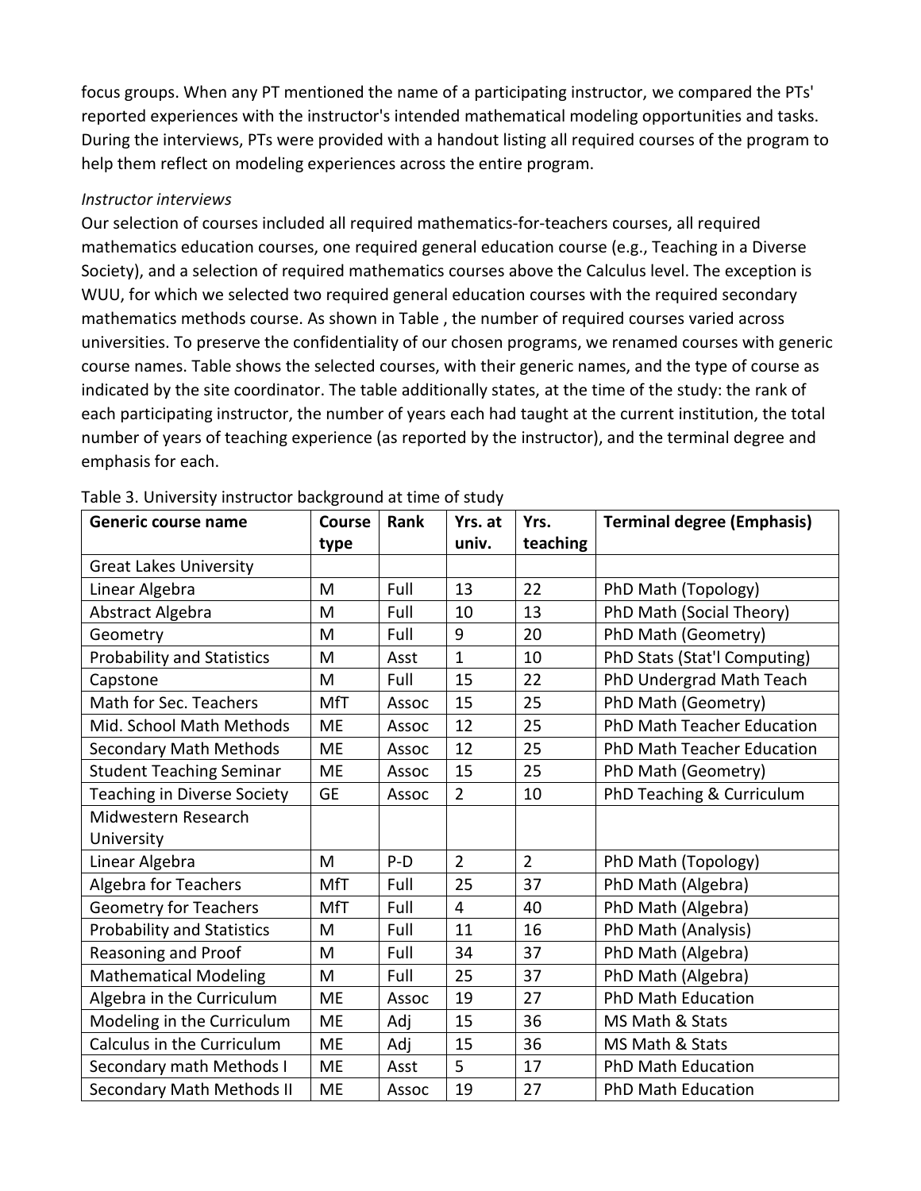focus groups. When any PT mentioned the name of a participating instructor, we compared the PTs' reported experiences with the instructor's intended mathematical modeling opportunities and tasks. During the interviews, PTs were provided with a handout listing all required courses of the program to help them reflect on modeling experiences across the entire program.

*Instructor interviews*

Our selection of courses included all required mathematics-for-teachers courses, all required mathematics education courses, one required general education course (e.g., Teaching in a Diverse Society), and a selection of required mathematics courses above the Calculus level. The exception is WUU, for which we selected two required general education courses with the required secondary mathematics methods course. As shown in Table , the number of required courses varied across universities. To preserve the confidentiality of our chosen programs, we renamed courses with generic course names. Table shows the selected courses, with their generic names, and the type of course as indicated by the site coordinator. The table additionally states, at the time of the study: the rank of each participating instructor, the number of years each had taught at the current institution, the total number of years of teaching experience (as reported by the instructor), and the terminal degree and emphasis for each.

Table 3. University instructor background at time of study

| Generic course name | Course type | Rank | Yrs. at univ. | Yrs. teaching | Terminal degree (Emphasis) |
|---|---|---|---|---|---|
| Great Lakes University | | | | | |
| Linear Algebra | M | Full | 13 | 22 | PhD Math (Topology) |
| Abstract Algebra | M | Full | 10 | 13 | PhD Math (Social Theory) |
| Geometry | M | Full | 9 | 20 | PhD Math (Geometry) |
| Probability and Statistics | M | Asst | 1 | 10 | PhD Stats (Stat'l Computing) |
| Capstone | M | Full | 15 | 22 | PhD Undergrad Math Teach |
| Math for Sec. Teachers | MfT | Assoc | 15 | 25 | PhD Math (Geometry) |
| Mid. School Math Methods | ME | Assoc | 12 | 25 | PhD Math Teacher Education |
| Secondary Math Methods | ME | Assoc | 12 | 25 | PhD Math Teacher Education |
| Student Teaching Seminar | ME | Assoc | 15 | 25 | PhD Math (Geometry) |
| Teaching in Diverse Society | GE | Assoc | 2 | 10 | PhD Teaching & Curriculum |
| Midwestern Research University | | | | | |
| Linear Algebra | M | P-D | 2 | 2 | PhD Math (Topology) |
| Algebra for Teachers | MfT | Full | 25 | 37 | PhD Math (Algebra) |
| Geometry for Teachers | MfT | Full | 4 | 40 | PhD Math (Algebra) |
| Probability and Statistics | M | Full | 11 | 16 | PhD Math (Analysis) |
| Reasoning and Proof | M | Full | 34 | 37 | PhD Math (Algebra) |
| Mathematical Modeling | M | Full | 25 | 37 | PhD Math (Algebra) |
| Algebra in the Curriculum | ME | Assoc | 19 | 27 | PhD Math Education |
| Modeling in the Curriculum | ME | Adj | 15 | 36 | MS Math & Stats |
| Calculus in the Curriculum | ME | Adj | 15 | 36 | MS Math & Stats |
| Secondary math Methods I | ME | Asst | 5 | 17 | PhD Math Education |
| Secondary Math Methods II | ME | Assoc | 19 | 27 | PhD Math Education |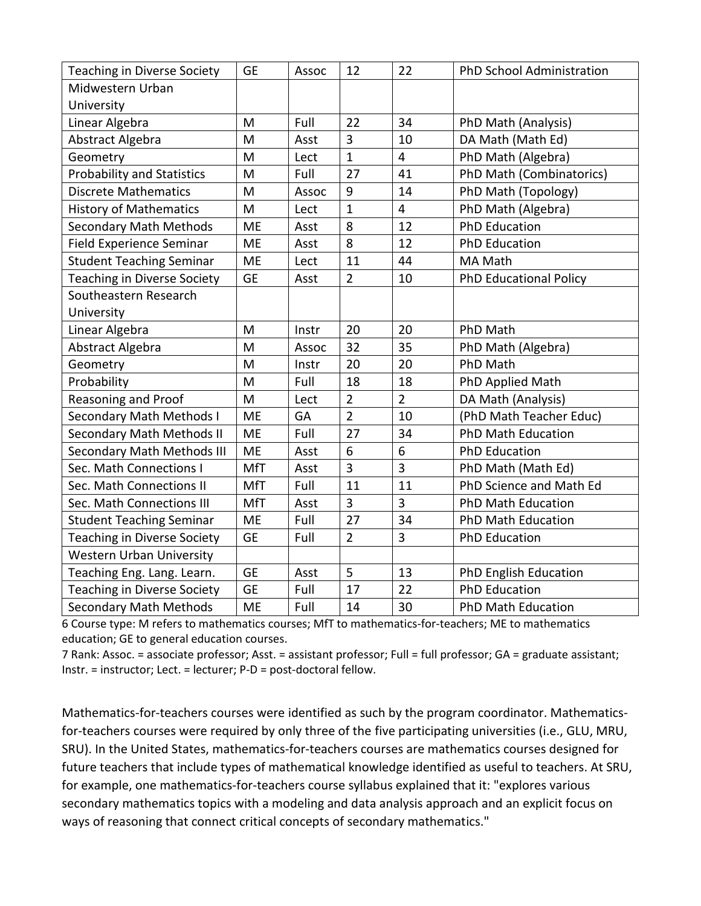| | | | | | |
|---|---|---|---|---|---|
| Teaching in Diverse Society | GE | Assoc | 12 | 22 | PhD School Administration |
| Midwestern Urban University | | | | | |
| Linear Algebra | M | Full | 22 | 34 | PhD Math (Analysis) |
| Abstract Algebra | M | Asst | 3 | 10 | DA Math (Math Ed) |
| Geometry | M | Lect | 1 | 4 | PhD Math (Algebra) |
| Probability and Statistics | M | Full | 27 | 41 | PhD Math (Combinatorics) |
| Discrete Mathematics | M | Assoc | 9 | 14 | PhD Math (Topology) |
| History of Mathematics | M | Lect | 1 | 4 | PhD Math (Algebra) |
| Secondary Math Methods | ME | Asst | 8 | 12 | PhD Education |
| Field Experience Seminar | ME | Asst | 8 | 12 | PhD Education |
| Student Teaching Seminar | ME | Lect | 11 | 44 | MA Math |
| Teaching in Diverse Society | GE | Asst | 2 | 10 | PhD Educational Policy |
| Southeastern Research University | | | | | |
| Linear Algebra | M | Instr | 20 | 20 | PhD Math |
| Abstract Algebra | M | Assoc | 32 | 35 | PhD Math (Algebra) |
| Geometry | M | Instr | 20 | 20 | PhD Math |
| Probability | M | Full | 18 | 18 | PhD Applied Math |
| Reasoning and Proof | M | Lect | 2 | 2 | DA Math (Analysis) |
| Secondary Math Methods I | ME | GA | 2 | 10 | (PhD Math Teacher Educ) |
| Secondary Math Methods II | ME | Full | 27 | 34 | PhD Math Education |
| Secondary Math Methods III | ME | Asst | 6 | 6 | PhD Education |
| Sec. Math Connections I | MfT | Asst | 3 | 3 | PhD Math (Math Ed) |
| Sec. Math Connections II | MfT | Full | 11 | 11 | PhD Science and Math Ed |
| Sec. Math Connections III | MfT | Asst | 3 | 3 | PhD Math Education |
| Student Teaching Seminar | ME | Full | 27 | 34 | PhD Math Education |
| Teaching in Diverse Society | GE | Full | 2 | 3 | PhD Education |
| Western Urban University | | | | | |
| Teaching Eng. Lang. Learn. | GE | Asst | 5 | 13 | PhD English Education |
| Teaching in Diverse Society | GE | Full | 17 | 22 | PhD Education |
| Secondary Math Methods | ME | Full | 14 | 30 | PhD Math Education |

6 Course type: M refers to mathematics courses; MfT to mathematics-for-teachers; ME to mathematics education; GE to general education courses.

7 Rank: Assoc. = associate professor; Asst. = assistant professor; Full = full professor; GA = graduate assistant; Instr. = instructor; Lect. = lecturer; P-D = post-doctoral fellow.

Mathematics-for-teachers courses were identified as such by the program coordinator. Mathematics-for-teachers courses were required by only three of the five participating universities (i.e., GLU, MRU, SRU). In the United States, mathematics-for-teachers courses are mathematics courses designed for future teachers that include types of mathematical knowledge identified as useful to teachers. At SRU, for example, one mathematics-for-teachers course syllabus explained that it: "explores various secondary mathematics topics with a modeling and data analysis approach and an explicit focus on ways of reasoning that connect critical concepts of secondary mathematics."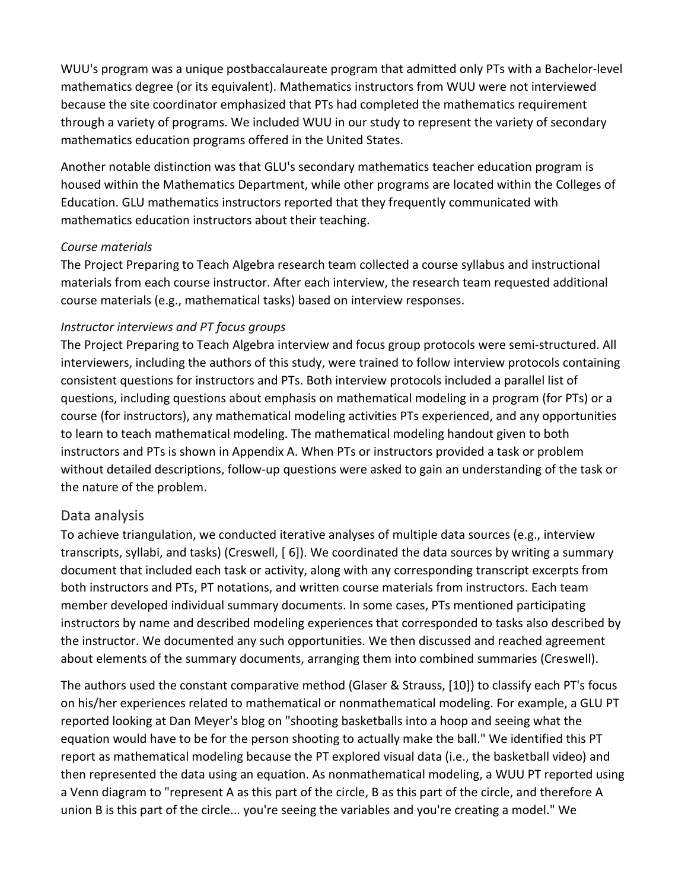WUU's program was a unique postbaccalaureate program that admitted only PTs with a Bachelor-level mathematics degree (or its equivalent). Mathematics instructors from WUU were not interviewed because the site coordinator emphasized that PTs had completed the mathematics requirement through a variety of programs. We included WUU in our study to represent the variety of secondary mathematics education programs offered in the United States.

Another notable distinction was that GLU's secondary mathematics teacher education program is housed within the Mathematics Department, while other programs are located within the Colleges of Education. GLU mathematics instructors reported that they frequently communicated with mathematics education instructors about their teaching.

*Course materials*

The Project Preparing to Teach Algebra research team collected a course syllabus and instructional materials from each course instructor. After each interview, the research team requested additional course materials (e.g., mathematical tasks) based on interview responses.

*Instructor interviews and PT focus groups*

The Project Preparing to Teach Algebra interview and focus group protocols were semi-structured. All interviewers, including the authors of this study, were trained to follow interview protocols containing consistent questions for instructors and PTs. Both interview protocols included a parallel list of questions, including questions about emphasis on mathematical modeling in a program (for PTs) or a course (for instructors), any mathematical modeling activities PTs experienced, and any opportunities to learn to teach mathematical modeling. The mathematical modeling handout given to both instructors and PTs is shown in Appendix A. When PTs or instructors provided a task or problem without detailed descriptions, follow-up questions were asked to gain an understanding of the task or the nature of the problem.

## Data analysis

To achieve triangulation, we conducted iterative analyses of multiple data sources (e.g., interview transcripts, syllabi, and tasks) (Creswell, [ 6]). We coordinated the data sources by writing a summary document that included each task or activity, along with any corresponding transcript excerpts from both instructors and PTs, PT notations, and written course materials from instructors. Each team member developed individual summary documents. In some cases, PTs mentioned participating instructors by name and described modeling experiences that corresponded to tasks also described by the instructor. We documented any such opportunities. We then discussed and reached agreement about elements of the summary documents, arranging them into combined summaries (Creswell).

The authors used the constant comparative method (Glaser & Strauss, [10]) to classify each PT's focus on his/her experiences related to mathematical or nonmathematical modeling. For example, a GLU PT reported looking at Dan Meyer's blog on "shooting basketballs into a hoop and seeing what the equation would have to be for the person shooting to actually make the ball." We identified this PT report as mathematical modeling because the PT explored visual data (i.e., the basketball video) and then represented the data using an equation. As nonmathematical modeling, a WUU PT reported using a Venn diagram to "represent A as this part of the circle, B as this part of the circle, and therefore A union B is this part of the circle... you're seeing the variables and you're creating a model." We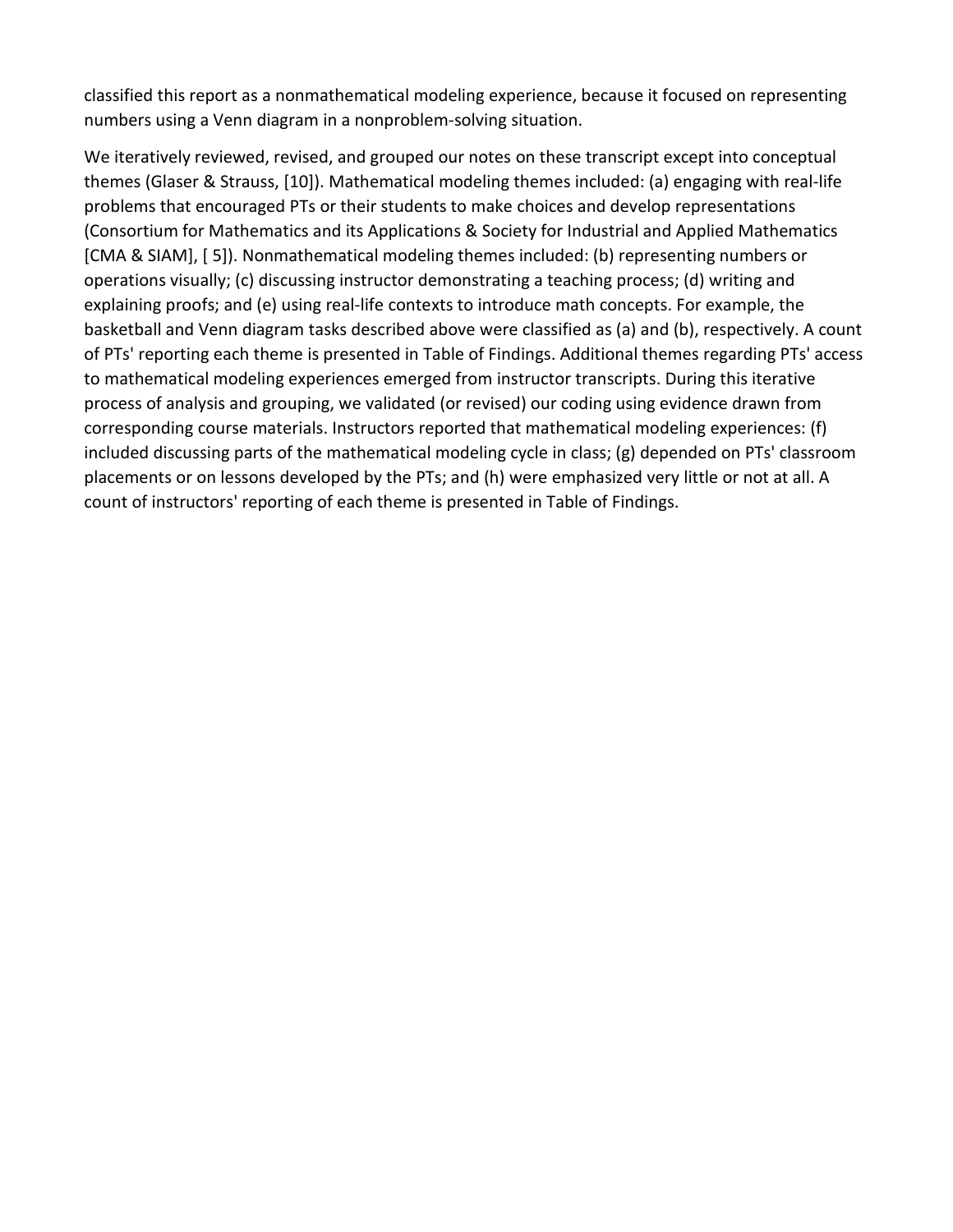classified this report as a nonmathematical modeling experience, because it focused on representing numbers using a Venn diagram in a nonproblem-solving situation.

We iteratively reviewed, revised, and grouped our notes on these transcript except into conceptual themes (Glaser & Strauss, [10]). Mathematical modeling themes included: (a) engaging with real-life problems that encouraged PTs or their students to make choices and develop representations (Consortium for Mathematics and its Applications & Society for Industrial and Applied Mathematics [CMA & SIAM], [ 5]). Nonmathematical modeling themes included: (b) representing numbers or operations visually; (c) discussing instructor demonstrating a teaching process; (d) writing and explaining proofs; and (e) using real-life contexts to introduce math concepts. For example, the basketball and Venn diagram tasks described above were classified as (a) and (b), respectively. A count of PTs' reporting each theme is presented in Table of Findings. Additional themes regarding PTs' access to mathematical modeling experiences emerged from instructor transcripts. During this iterative process of analysis and grouping, we validated (or revised) our coding using evidence drawn from corresponding course materials. Instructors reported that mathematical modeling experiences: (f) included discussing parts of the mathematical modeling cycle in class; (g) depended on PTs' classroom placements or on lessons developed by the PTs; and (h) were emphasized very little or not at all. A count of instructors' reporting of each theme is presented in Table of Findings.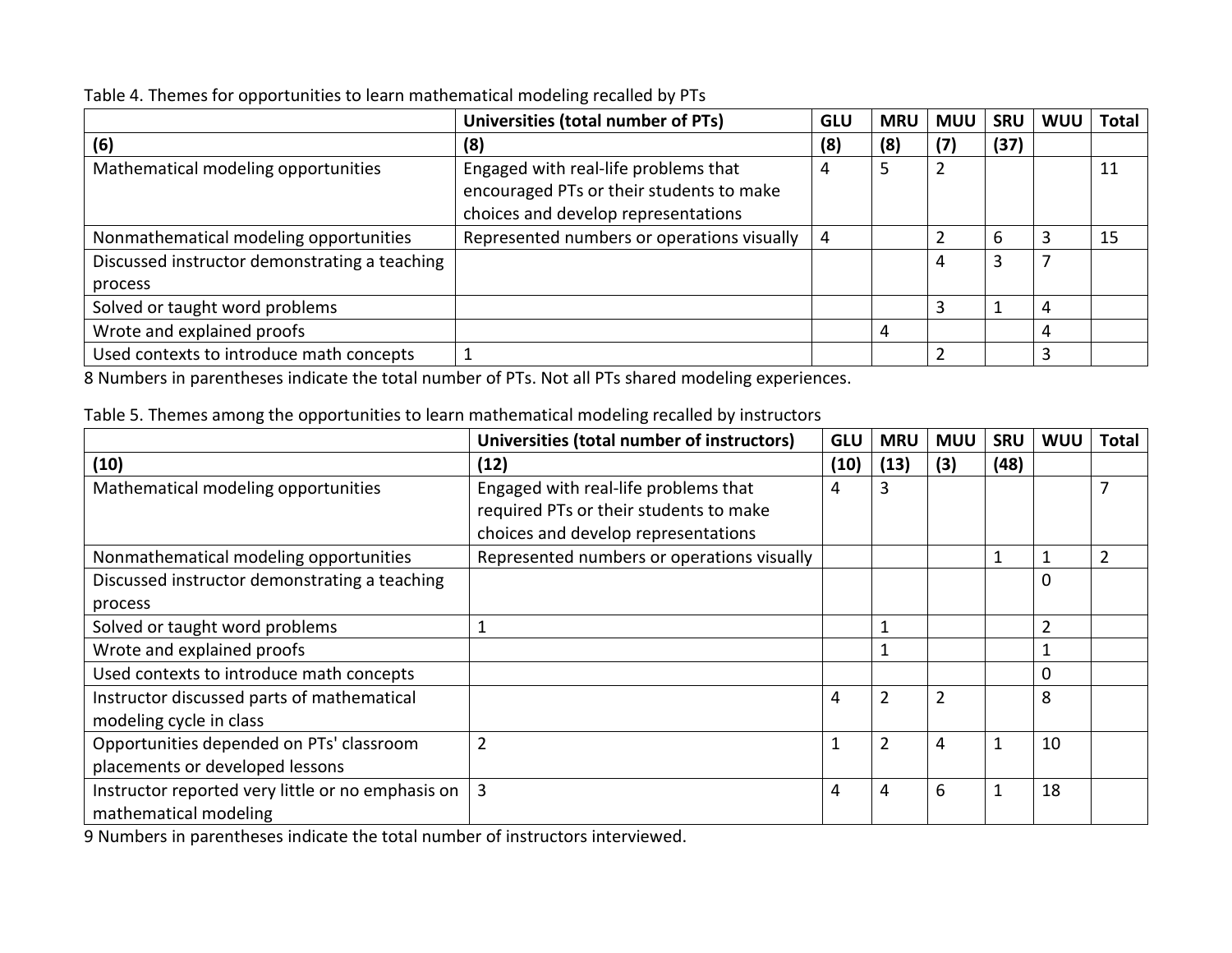Table 4. Themes for opportunities to learn mathematical modeling recalled by PTs

| | Universities (total number of PTs) | GLU | MRU | MUU | SRU | WUU | Total |
|---|---|---|---|---|---|---|---|
| (6) | (8) | (8) | (8) | (7) | (37) | | |
| Mathematical modeling opportunities | Engaged with real-life problems that encouraged PTs or their students to make choices and develop representations | 4 | 5 | 2 | | | 11 |
| Nonmathematical modeling opportunities | Represented numbers or operations visually | 4 | | 2 | 6 | 3 | 15 |
| Discussed instructor demonstrating a teaching process | | | | 4 | 3 | 7 | |
| Solved or taught word problems | | | | 3 | 1 | 4 | |
| Wrote and explained proofs | | | 4 | | | 4 | |
| Used contexts to introduce math concepts | 1 | | | 2 | | 3 | |

8 Numbers in parentheses indicate the total number of PTs. Not all PTs shared modeling experiences.

Table 5. Themes among the opportunities to learn mathematical modeling recalled by instructors

| | Universities (total number of instructors) | GLU | MRU | MUU | SRU | WUU | Total |
|---|---|---|---|---|---|---|---|
| (10) | (12) | (10) | (13) | (3) | (48) | | |
| Mathematical modeling opportunities | Engaged with real-life problems that required PTs or their students to make choices and develop representations | 4 | 3 | | | | 7 |
| Nonmathematical modeling opportunities | Represented numbers or operations visually | | | | 1 | 1 | 2 |
| Discussed instructor demonstrating a teaching process | | | | | | 0 | |
| Solved or taught word problems | 1 | | 1 | | | 2 | |
| Wrote and explained proofs | | | 1 | | | 1 | |
| Used contexts to introduce math concepts | | | | | | 0 | |
| Instructor discussed parts of mathematical modeling cycle in class | | 4 | 2 | 2 | | 8 | |
| Opportunities depended on PTs' classroom placements or developed lessons | 2 | 1 | 2 | 4 | 1 | 10 | |
| Instructor reported very little or no emphasis on mathematical modeling | 3 | 4 | 4 | 6 | 1 | 18 | |

9 Numbers in parentheses indicate the total number of instructors interviewed.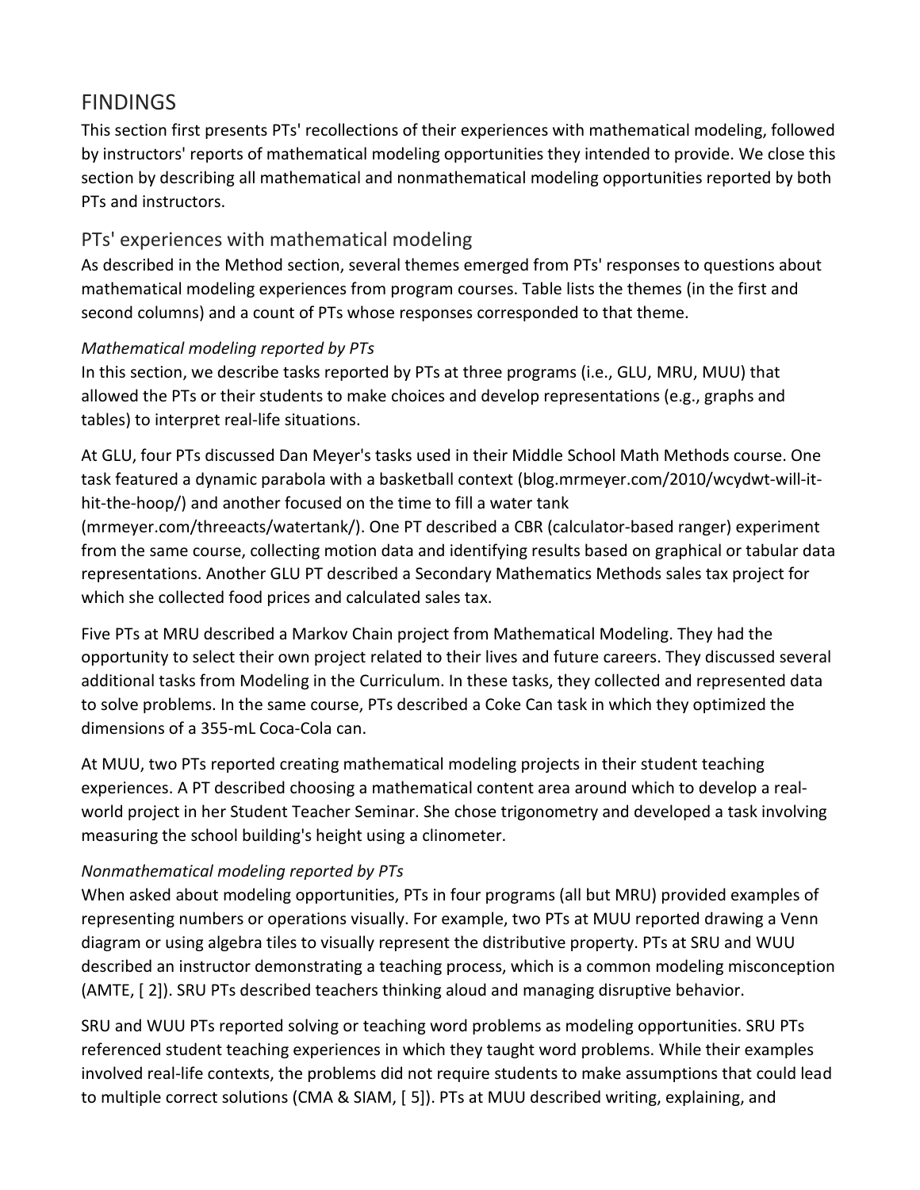## FINDINGS

This section first presents PTs' recollections of their experiences with mathematical modeling, followed by instructors' reports of mathematical modeling opportunities they intended to provide. We close this section by describing all mathematical and nonmathematical modeling opportunities reported by both PTs and instructors.

### PTs' experiences with mathematical modeling

As described in the Method section, several themes emerged from PTs' responses to questions about mathematical modeling experiences from program courses. Table lists the themes (in the first and second columns) and a count of PTs whose responses corresponded to that theme.

#### *Mathematical modeling reported by PTs*

In this section, we describe tasks reported by PTs at three programs (i.e., GLU, MRU, MUU) that allowed the PTs or their students to make choices and develop representations (e.g., graphs and tables) to interpret real-life situations.

At GLU, four PTs discussed Dan Meyer's tasks used in their Middle School Math Methods course. One task featured a dynamic parabola with a basketball context (blog.mrmeyer.com/2010/wcydwt-will-it-hit-the-hoop/) and another focused on the time to fill a water tank (mrmeyer.com/threeacts/watertank/). One PT described a CBR (calculator-based ranger) experiment from the same course, collecting motion data and identifying results based on graphical or tabular data representations. Another GLU PT described a Secondary Mathematics Methods sales tax project for which she collected food prices and calculated sales tax.

Five PTs at MRU described a Markov Chain project from Mathematical Modeling. They had the opportunity to select their own project related to their lives and future careers. They discussed several additional tasks from Modeling in the Curriculum. In these tasks, they collected and represented data to solve problems. In the same course, PTs described a Coke Can task in which they optimized the dimensions of a 355-mL Coca-Cola can.

At MUU, two PTs reported creating mathematical modeling projects in their student teaching experiences. A PT described choosing a mathematical content area around which to develop a real-world project in her Student Teacher Seminar. She chose trigonometry and developed a task involving measuring the school building's height using a clinometer.

#### *Nonmathematical modeling reported by PTs*

When asked about modeling opportunities, PTs in four programs (all but MRU) provided examples of representing numbers or operations visually. For example, two PTs at MUU reported drawing a Venn diagram or using algebra tiles to visually represent the distributive property. PTs at SRU and WUU described an instructor demonstrating a teaching process, which is a common modeling misconception (AMTE, [ 2]). SRU PTs described teachers thinking aloud and managing disruptive behavior.

SRU and WUU PTs reported solving or teaching word problems as modeling opportunities. SRU PTs referenced student teaching experiences in which they taught word problems. While their examples involved real-life contexts, the problems did not require students to make assumptions that could lead to multiple correct solutions (CMA & SIAM, [ 5]). PTs at MUU described writing, explaining, and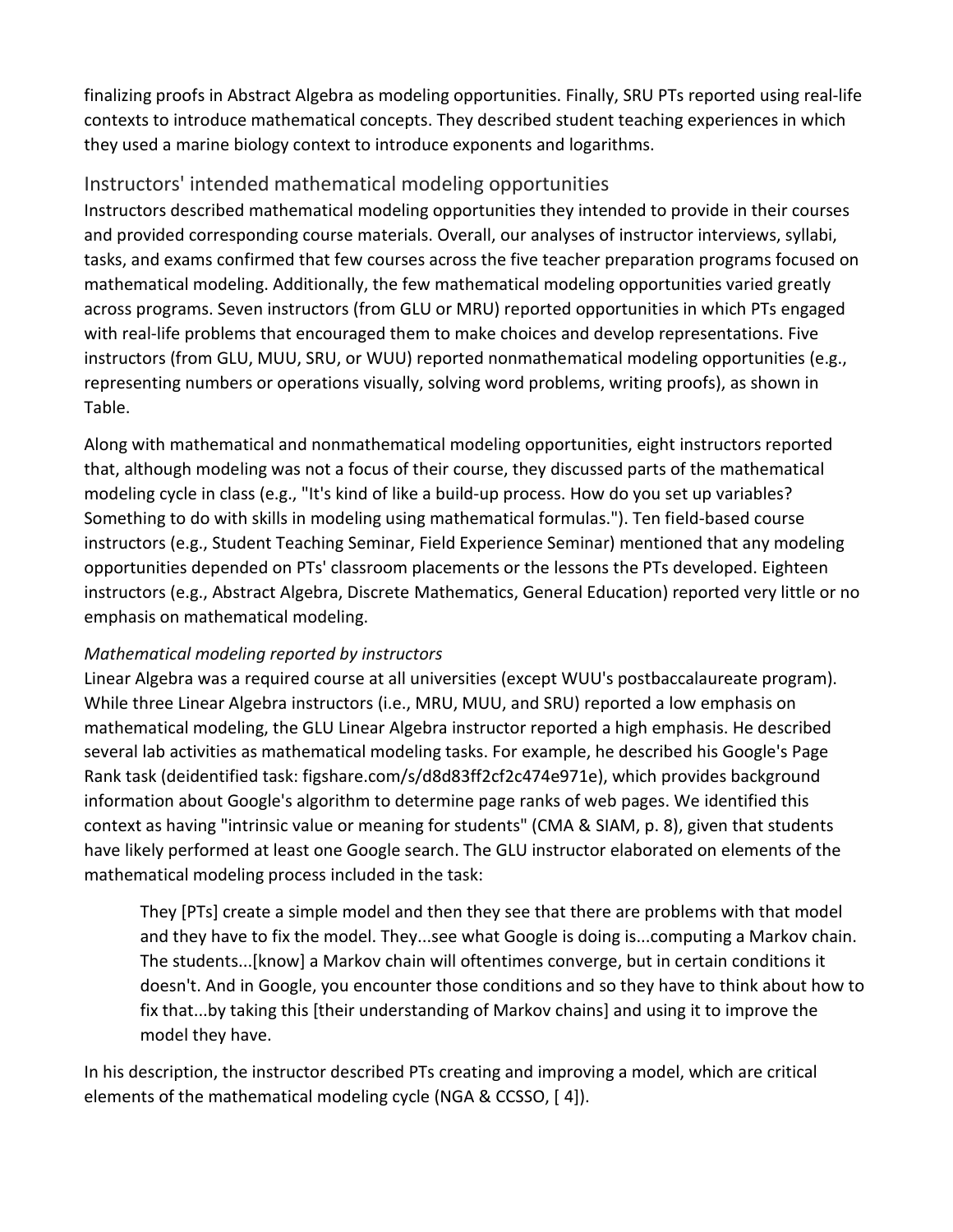finalizing proofs in Abstract Algebra as modeling opportunities. Finally, SRU PTs reported using real-life contexts to introduce mathematical concepts. They described student teaching experiences in which they used a marine biology context to introduce exponents and logarithms.

## Instructors' intended mathematical modeling opportunities

Instructors described mathematical modeling opportunities they intended to provide in their courses and provided corresponding course materials. Overall, our analyses of instructor interviews, syllabi, tasks, and exams confirmed that few courses across the five teacher preparation programs focused on mathematical modeling. Additionally, the few mathematical modeling opportunities varied greatly across programs. Seven instructors (from GLU or MRU) reported opportunities in which PTs engaged with real-life problems that encouraged them to make choices and develop representations. Five instructors (from GLU, MUU, SRU, or WUU) reported nonmathematical modeling opportunities (e.g., representing numbers or operations visually, solving word problems, writing proofs), as shown in Table.

Along with mathematical and nonmathematical modeling opportunities, eight instructors reported that, although modeling was not a focus of their course, they discussed parts of the mathematical modeling cycle in class (e.g., "It's kind of like a build-up process. How do you set up variables? Something to do with skills in modeling using mathematical formulas."). Ten field-based course instructors (e.g., Student Teaching Seminar, Field Experience Seminar) mentioned that any modeling opportunities depended on PTs' classroom placements or the lessons the PTs developed. Eighteen instructors (e.g., Abstract Algebra, Discrete Mathematics, General Education) reported very little or no emphasis on mathematical modeling.

### *Mathematical modeling reported by instructors*

Linear Algebra was a required course at all universities (except WUU's postbaccalaureate program). While three Linear Algebra instructors (i.e., MRU, MUU, and SRU) reported a low emphasis on mathematical modeling, the GLU Linear Algebra instructor reported a high emphasis. He described several lab activities as mathematical modeling tasks. For example, he described his Google's Page Rank task (deidentified task: figshare.com/s/d8d83ff2cf2c474e971e), which provides background information about Google's algorithm to determine page ranks of web pages. We identified this context as having "intrinsic value or meaning for students" (CMA & SIAM, p. 8), given that students have likely performed at least one Google search. The GLU instructor elaborated on elements of the mathematical modeling process included in the task:

> They [PTs] create a simple model and then they see that there are problems with that model and they have to fix the model. They...see what Google is doing is...computing a Markov chain. The students...[know] a Markov chain will oftentimes converge, but in certain conditions it doesn't. And in Google, you encounter those conditions and so they have to think about how to fix that...by taking this [their understanding of Markov chains] and using it to improve the model they have.

In his description, the instructor described PTs creating and improving a model, which are critical elements of the mathematical modeling cycle (NGA & CCSSO, [ 4]).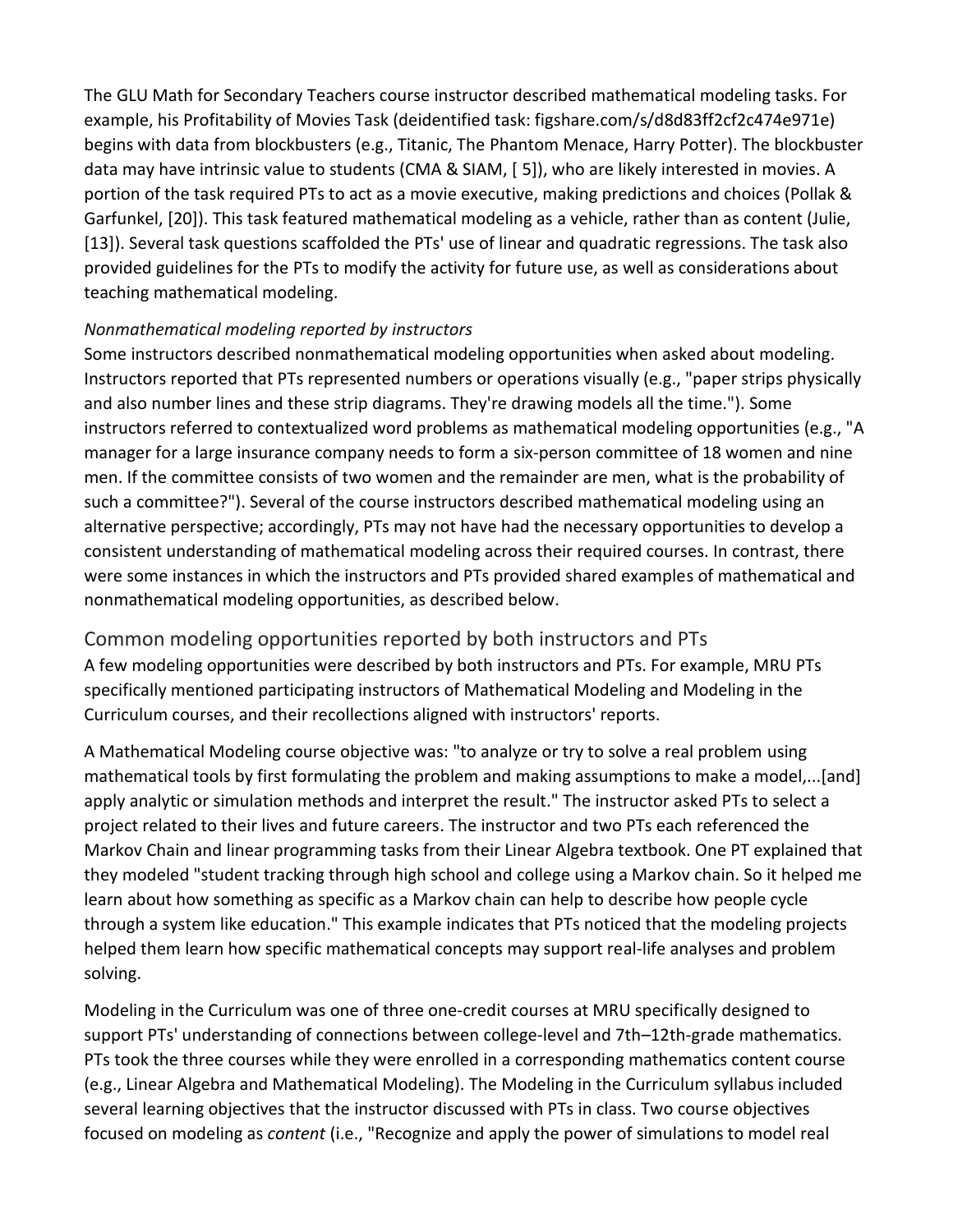The GLU Math for Secondary Teachers course instructor described mathematical modeling tasks. For example, his Profitability of Movies Task (deidentified task: figshare.com/s/d8d83ff2cf2c474e971e) begins with data from blockbusters (e.g., Titanic, The Phantom Menace, Harry Potter). The blockbuster data may have intrinsic value to students (CMA & SIAM, [ 5]), who are likely interested in movies. A portion of the task required PTs to act as a movie executive, making predictions and choices (Pollak & Garfunkel, [20]). This task featured mathematical modeling as a vehicle, rather than as content (Julie, [13]). Several task questions scaffolded the PTs' use of linear and quadratic regressions. The task also provided guidelines for the PTs to modify the activity for future use, as well as considerations about teaching mathematical modeling.

*Nonmathematical modeling reported by instructors*

Some instructors described nonmathematical modeling opportunities when asked about modeling. Instructors reported that PTs represented numbers or operations visually (e.g., "paper strips physically and also number lines and these strip diagrams. They're drawing models all the time."). Some instructors referred to contextualized word problems as mathematical modeling opportunities (e.g., "A manager for a large insurance company needs to form a six-person committee of 18 women and nine men. If the committee consists of two women and the remainder are men, what is the probability of such a committee?"). Several of the course instructors described mathematical modeling using an alternative perspective; accordingly, PTs may not have had the necessary opportunities to develop a consistent understanding of mathematical modeling across their required courses. In contrast, there were some instances in which the instructors and PTs provided shared examples of mathematical and nonmathematical modeling opportunities, as described below.

## Common modeling opportunities reported by both instructors and PTs

A few modeling opportunities were described by both instructors and PTs. For example, MRU PTs specifically mentioned participating instructors of Mathematical Modeling and Modeling in the Curriculum courses, and their recollections aligned with instructors' reports.

A Mathematical Modeling course objective was: "to analyze or try to solve a real problem using mathematical tools by first formulating the problem and making assumptions to make a model,...[and] apply analytic or simulation methods and interpret the result." The instructor asked PTs to select a project related to their lives and future careers. The instructor and two PTs each referenced the Markov Chain and linear programming tasks from their Linear Algebra textbook. One PT explained that they modeled "student tracking through high school and college using a Markov chain. So it helped me learn about how something as specific as a Markov chain can help to describe how people cycle through a system like education." This example indicates that PTs noticed that the modeling projects helped them learn how specific mathematical concepts may support real-life analyses and problem solving.

Modeling in the Curriculum was one of three one-credit courses at MRU specifically designed to support PTs' understanding of connections between college-level and 7th–12th-grade mathematics. PTs took the three courses while they were enrolled in a corresponding mathematics content course (e.g., Linear Algebra and Mathematical Modeling). The Modeling in the Curriculum syllabus included several learning objectives that the instructor discussed with PTs in class. Two course objectives focused on modeling as *content* (i.e., "Recognize and apply the power of simulations to model real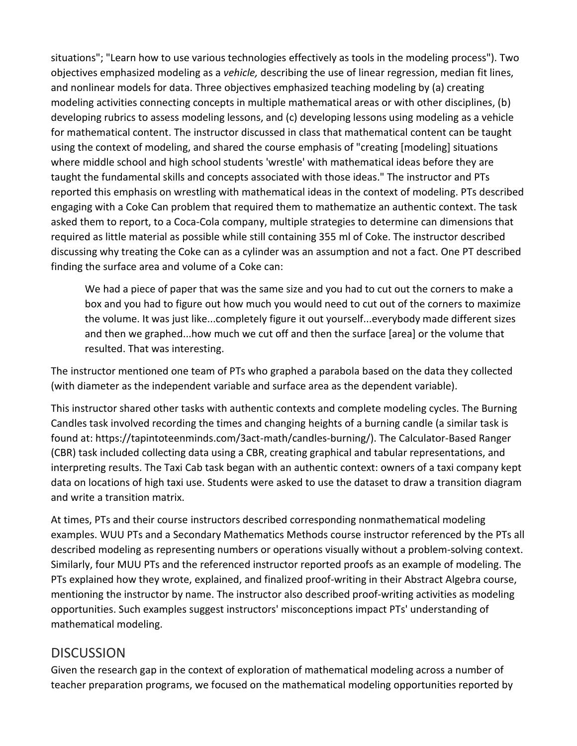situations"; "Learn how to use various technologies effectively as tools in the modeling process"). Two objectives emphasized modeling as a *vehicle,* describing the use of linear regression, median fit lines, and nonlinear models for data. Three objectives emphasized teaching modeling by (a) creating modeling activities connecting concepts in multiple mathematical areas or with other disciplines, (b) developing rubrics to assess modeling lessons, and (c) developing lessons using modeling as a vehicle for mathematical content. The instructor discussed in class that mathematical content can be taught using the context of modeling, and shared the course emphasis of "creating [modeling] situations where middle school and high school students 'wrestle' with mathematical ideas before they are taught the fundamental skills and concepts associated with those ideas." The instructor and PTs reported this emphasis on wrestling with mathematical ideas in the context of modeling. PTs described engaging with a Coke Can problem that required them to mathematize an authentic context. The task asked them to report, to a Coca-Cola company, multiple strategies to determine can dimensions that required as little material as possible while still containing 355 ml of Coke. The instructor described discussing why treating the Coke can as a cylinder was an assumption and not a fact. One PT described finding the surface area and volume of a Coke can:

> We had a piece of paper that was the same size and you had to cut out the corners to make a box and you had to figure out how much you would need to cut out of the corners to maximize the volume. It was just like...completely figure it out yourself...everybody made different sizes and then we graphed...how much we cut off and then the surface [area] or the volume that resulted. That was interesting.

The instructor mentioned one team of PTs who graphed a parabola based on the data they collected (with diameter as the independent variable and surface area as the dependent variable).

This instructor shared other tasks with authentic contexts and complete modeling cycles. The Burning Candles task involved recording the times and changing heights of a burning candle (a similar task is found at: https://tapintoteenminds.com/3act-math/candles-burning/). The Calculator-Based Ranger (CBR) task included collecting data using a CBR, creating graphical and tabular representations, and interpreting results. The Taxi Cab task began with an authentic context: owners of a taxi company kept data on locations of high taxi use. Students were asked to use the dataset to draw a transition diagram and write a transition matrix.

At times, PTs and their course instructors described corresponding nonmathematical modeling examples. WUU PTs and a Secondary Mathematics Methods course instructor referenced by the PTs all described modeling as representing numbers or operations visually without a problem-solving context. Similarly, four MUU PTs and the referenced instructor reported proofs as an example of modeling. The PTs explained how they wrote, explained, and finalized proof-writing in their Abstract Algebra course, mentioning the instructor by name. The instructor also described proof-writing activities as modeling opportunities. Such examples suggest instructors' misconceptions impact PTs' understanding of mathematical modeling.

## DISCUSSION

Given the research gap in the context of exploration of mathematical modeling across a number of teacher preparation programs, we focused on the mathematical modeling opportunities reported by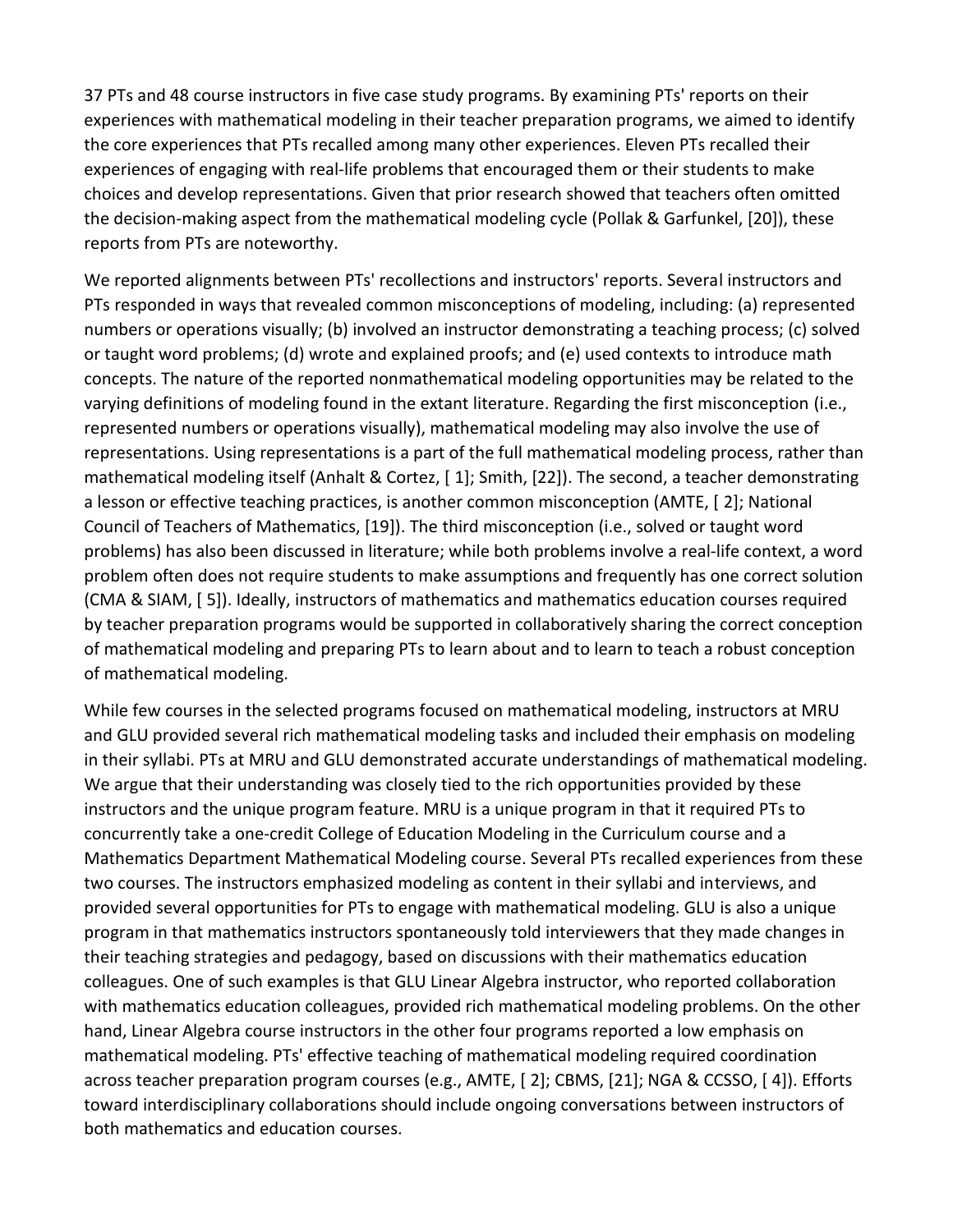37 PTs and 48 course instructors in five case study programs. By examining PTs' reports on their experiences with mathematical modeling in their teacher preparation programs, we aimed to identify the core experiences that PTs recalled among many other experiences. Eleven PTs recalled their experiences of engaging with real-life problems that encouraged them or their students to make choices and develop representations. Given that prior research showed that teachers often omitted the decision-making aspect from the mathematical modeling cycle (Pollak & Garfunkel, [20]), these reports from PTs are noteworthy.

We reported alignments between PTs' recollections and instructors' reports. Several instructors and PTs responded in ways that revealed common misconceptions of modeling, including: (a) represented numbers or operations visually; (b) involved an instructor demonstrating a teaching process; (c) solved or taught word problems; (d) wrote and explained proofs; and (e) used contexts to introduce math concepts. The nature of the reported nonmathematical modeling opportunities may be related to the varying definitions of modeling found in the extant literature. Regarding the first misconception (i.e., represented numbers or operations visually), mathematical modeling may also involve the use of representations. Using representations is a part of the full mathematical modeling process, rather than mathematical modeling itself (Anhalt & Cortez, [ 1]; Smith, [22]). The second, a teacher demonstrating a lesson or effective teaching practices, is another common misconception (AMTE, [ 2]; National Council of Teachers of Mathematics, [19]). The third misconception (i.e., solved or taught word problems) has also been discussed in literature; while both problems involve a real-life context, a word problem often does not require students to make assumptions and frequently has one correct solution (CMA & SIAM, [ 5]). Ideally, instructors of mathematics and mathematics education courses required by teacher preparation programs would be supported in collaboratively sharing the correct conception of mathematical modeling and preparing PTs to learn about and to learn to teach a robust conception of mathematical modeling.

While few courses in the selected programs focused on mathematical modeling, instructors at MRU and GLU provided several rich mathematical modeling tasks and included their emphasis on modeling in their syllabi. PTs at MRU and GLU demonstrated accurate understandings of mathematical modeling. We argue that their understanding was closely tied to the rich opportunities provided by these instructors and the unique program feature. MRU is a unique program in that it required PTs to concurrently take a one-credit College of Education Modeling in the Curriculum course and a Mathematics Department Mathematical Modeling course. Several PTs recalled experiences from these two courses. The instructors emphasized modeling as content in their syllabi and interviews, and provided several opportunities for PTs to engage with mathematical modeling. GLU is also a unique program in that mathematics instructors spontaneously told interviewers that they made changes in their teaching strategies and pedagogy, based on discussions with their mathematics education colleagues. One of such examples is that GLU Linear Algebra instructor, who reported collaboration with mathematics education colleagues, provided rich mathematical modeling problems. On the other hand, Linear Algebra course instructors in the other four programs reported a low emphasis on mathematical modeling. PTs' effective teaching of mathematical modeling required coordination across teacher preparation program courses (e.g., AMTE, [ 2]; CBMS, [21]; NGA & CCSSO, [ 4]). Efforts toward interdisciplinary collaborations should include ongoing conversations between instructors of both mathematics and education courses.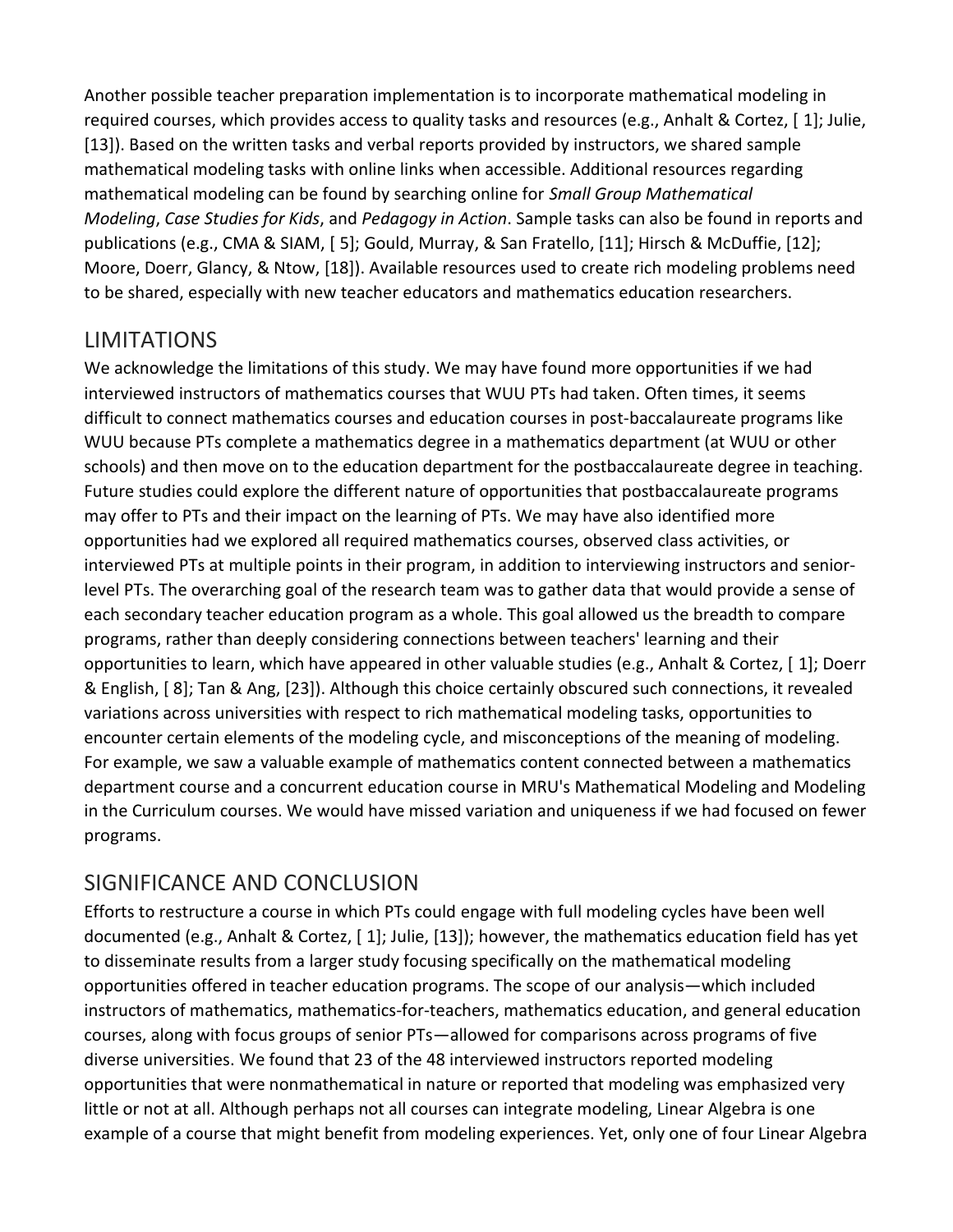Another possible teacher preparation implementation is to incorporate mathematical modeling in required courses, which provides access to quality tasks and resources (e.g., Anhalt & Cortez, [ 1]; Julie, [13]). Based on the written tasks and verbal reports provided by instructors, we shared sample mathematical modeling tasks with online links when accessible. Additional resources regarding mathematical modeling can be found by searching online for *Small Group Mathematical Modeling*, *Case Studies for Kids*, and *Pedagogy in Action*. Sample tasks can also be found in reports and publications (e.g., CMA & SIAM, [ 5]; Gould, Murray, & San Fratello, [11]; Hirsch & McDuffie, [12]; Moore, Doerr, Glancy, & Ntow, [18]). Available resources used to create rich modeling problems need to be shared, especially with new teacher educators and mathematics education researchers.

## LIMITATIONS

We acknowledge the limitations of this study. We may have found more opportunities if we had interviewed instructors of mathematics courses that WUU PTs had taken. Often times, it seems difficult to connect mathematics courses and education courses in post-baccalaureate programs like WUU because PTs complete a mathematics degree in a mathematics department (at WUU or other schools) and then move on to the education department for the postbaccalaureate degree in teaching. Future studies could explore the different nature of opportunities that postbaccalaureate programs may offer to PTs and their impact on the learning of PTs. We may have also identified more opportunities had we explored all required mathematics courses, observed class activities, or interviewed PTs at multiple points in their program, in addition to interviewing instructors and senior-level PTs. The overarching goal of the research team was to gather data that would provide a sense of each secondary teacher education program as a whole. This goal allowed us the breadth to compare programs, rather than deeply considering connections between teachers' learning and their opportunities to learn, which have appeared in other valuable studies (e.g., Anhalt & Cortez, [ 1]; Doerr & English, [ 8]; Tan & Ang, [23]). Although this choice certainly obscured such connections, it revealed variations across universities with respect to rich mathematical modeling tasks, opportunities to encounter certain elements of the modeling cycle, and misconceptions of the meaning of modeling. For example, we saw a valuable example of mathematics content connected between a mathematics department course and a concurrent education course in MRU's Mathematical Modeling and Modeling in the Curriculum courses. We would have missed variation and uniqueness if we had focused on fewer programs.

## SIGNIFICANCE AND CONCLUSION

Efforts to restructure a course in which PTs could engage with full modeling cycles have been well documented (e.g., Anhalt & Cortez, [ 1]; Julie, [13]); however, the mathematics education field has yet to disseminate results from a larger study focusing specifically on the mathematical modeling opportunities offered in teacher education programs. The scope of our analysis—which included instructors of mathematics, mathematics-for-teachers, mathematics education, and general education courses, along with focus groups of senior PTs—allowed for comparisons across programs of five diverse universities. We found that 23 of the 48 interviewed instructors reported modeling opportunities that were nonmathematical in nature or reported that modeling was emphasized very little or not at all. Although perhaps not all courses can integrate modeling, Linear Algebra is one example of a course that might benefit from modeling experiences. Yet, only one of four Linear Algebra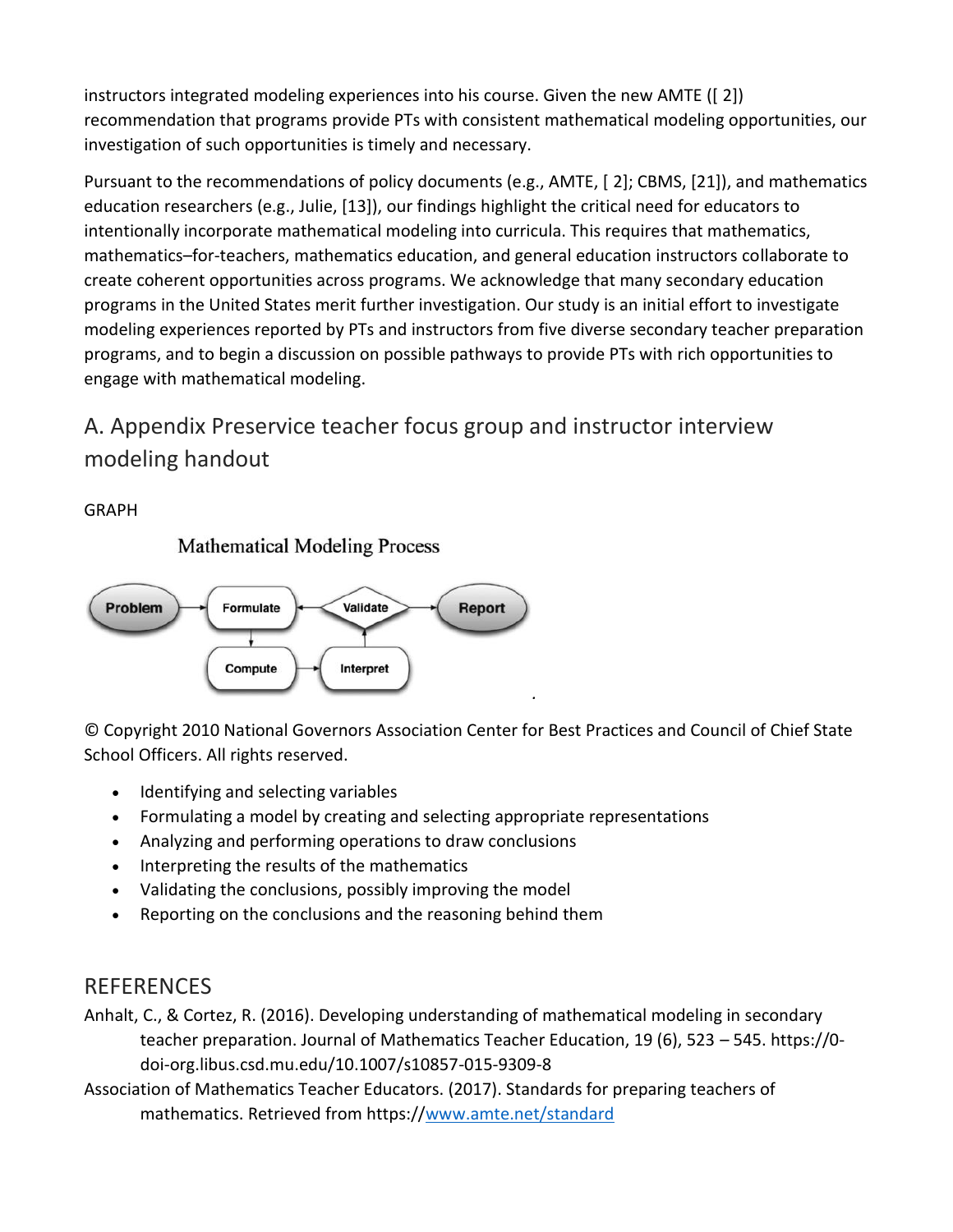instructors integrated modeling experiences into his course. Given the new AMTE ([ 2]) recommendation that programs provide PTs with consistent mathematical modeling opportunities, our investigation of such opportunities is timely and necessary.

Pursuant to the recommendations of policy documents (e.g., AMTE, [ 2]; CBMS, [21]), and mathematics education researchers (e.g., Julie, [13]), our findings highlight the critical need for educators to intentionally incorporate mathematical modeling into curricula. This requires that mathematics, mathematics–for-teachers, mathematics education, and general education instructors collaborate to create coherent opportunities across programs. We acknowledge that many secondary education programs in the United States merit further investigation. Our study is an initial effort to investigate modeling experiences reported by PTs and instructors from five diverse secondary teacher preparation programs, and to begin a discussion on possible pathways to provide PTs with rich opportunities to engage with mathematical modeling.

## A. Appendix Preservice teacher focus group and instructor interview modeling handout

GRAPH

Mathematical Modeling Process

Problem → Formulate → Compute → Interpret → Validate → Report (Validate → Formulate)

© Copyright 2010 National Governors Association Center for Best Practices and Council of Chief State School Officers. All rights reserved.

- Identifying and selecting variables
- Formulating a model by creating and selecting appropriate representations
- Analyzing and performing operations to draw conclusions
- Interpreting the results of the mathematics
- Validating the conclusions, possibly improving the model
- Reporting on the conclusions and the reasoning behind them

## REFERENCES

Anhalt, C., & Cortez, R. (2016). Developing understanding of mathematical modeling in secondary teacher preparation. Journal of Mathematics Teacher Education, 19 (6), 523 – 545. https://0-doi-org.libus.csd.mu.edu/10.1007/s10857-015-9309-8

Association of Mathematics Teacher Educators. (2017). Standards for preparing teachers of mathematics. Retrieved from https://www.amte.net/standard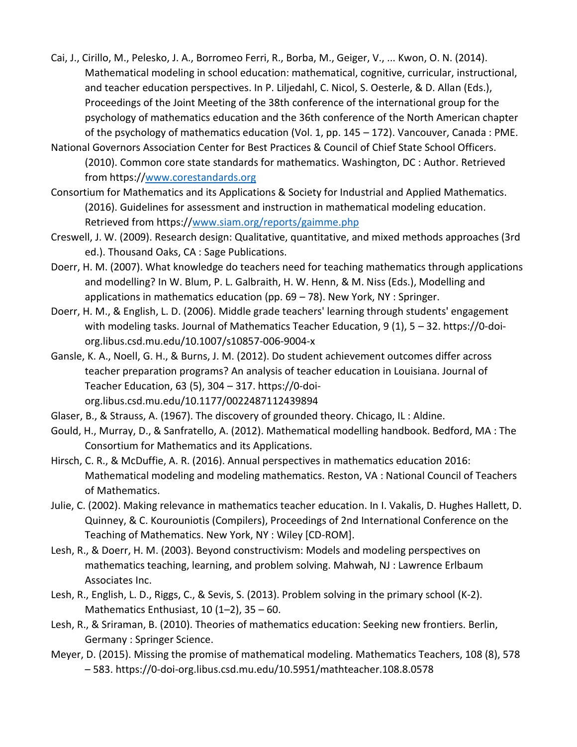Cai, J., Cirillo, M., Pelesko, J. A., Borromeo Ferri, R., Borba, M., Geiger, V., ... Kwon, O. N. (2014). Mathematical modeling in school education: mathematical, cognitive, curricular, instructional, and teacher education perspectives. In P. Liljedahl, C. Nicol, S. Oesterle, & D. Allan (Eds.), Proceedings of the Joint Meeting of the 38th conference of the international group for the psychology of mathematics education and the 36th conference of the North American chapter of the psychology of mathematics education (Vol. 1, pp. 145 – 172). Vancouver, Canada : PME.

National Governors Association Center for Best Practices & Council of Chief State School Officers. (2010). Common core state standards for mathematics. Washington, DC : Author. Retrieved from https://www.corestandards.org

Consortium for Mathematics and its Applications & Society for Industrial and Applied Mathematics. (2016). Guidelines for assessment and instruction in mathematical modeling education. Retrieved from https://www.siam.org/reports/gaimme.php

Creswell, J. W. (2009). Research design: Qualitative, quantitative, and mixed methods approaches (3rd ed.). Thousand Oaks, CA : Sage Publications.

Doerr, H. M. (2007). What knowledge do teachers need for teaching mathematics through applications and modelling? In W. Blum, P. L. Galbraith, H. W. Henn, & M. Niss (Eds.), Modelling and applications in mathematics education (pp. 69 – 78). New York, NY : Springer.

Doerr, H. M., & English, L. D. (2006). Middle grade teachers' learning through students' engagement with modeling tasks. Journal of Mathematics Teacher Education, 9 (1), 5 – 32. https://0-doi-org.libus.csd.mu.edu/10.1007/s10857-006-9004-x

Gansle, K. A., Noell, G. H., & Burns, J. M. (2012). Do student achievement outcomes differ across teacher preparation programs? An analysis of teacher education in Louisiana. Journal of Teacher Education, 63 (5), 304 – 317. https://0-doi-org.libus.csd.mu.edu/10.1177/0022487112439894

Glaser, B., & Strauss, A. (1967). The discovery of grounded theory. Chicago, IL : Aldine.

Gould, H., Murray, D., & Sanfratello, A. (2012). Mathematical modelling handbook. Bedford, MA : The Consortium for Mathematics and its Applications.

Hirsch, C. R., & McDuffie, A. R. (2016). Annual perspectives in mathematics education 2016: Mathematical modeling and modeling mathematics. Reston, VA : National Council of Teachers of Mathematics.

Julie, C. (2002). Making relevance in mathematics teacher education. In I. Vakalis, D. Hughes Hallett, D. Quinney, & C. Kourouniotis (Compilers), Proceedings of 2nd International Conference on the Teaching of Mathematics. New York, NY : Wiley [CD-ROM].

Lesh, R., & Doerr, H. M. (2003). Beyond constructivism: Models and modeling perspectives on mathematics teaching, learning, and problem solving. Mahwah, NJ : Lawrence Erlbaum Associates Inc.

Lesh, R., English, L. D., Riggs, C., & Sevis, S. (2013). Problem solving in the primary school (K-2). Mathematics Enthusiast, 10 (1–2), 35 – 60.

Lesh, R., & Sriraman, B. (2010). Theories of mathematics education: Seeking new frontiers. Berlin, Germany : Springer Science.

Meyer, D. (2015). Missing the promise of mathematical modeling. Mathematics Teachers, 108 (8), 578 – 583. https://0-doi-org.libus.csd.mu.edu/10.5951/mathteacher.108.8.0578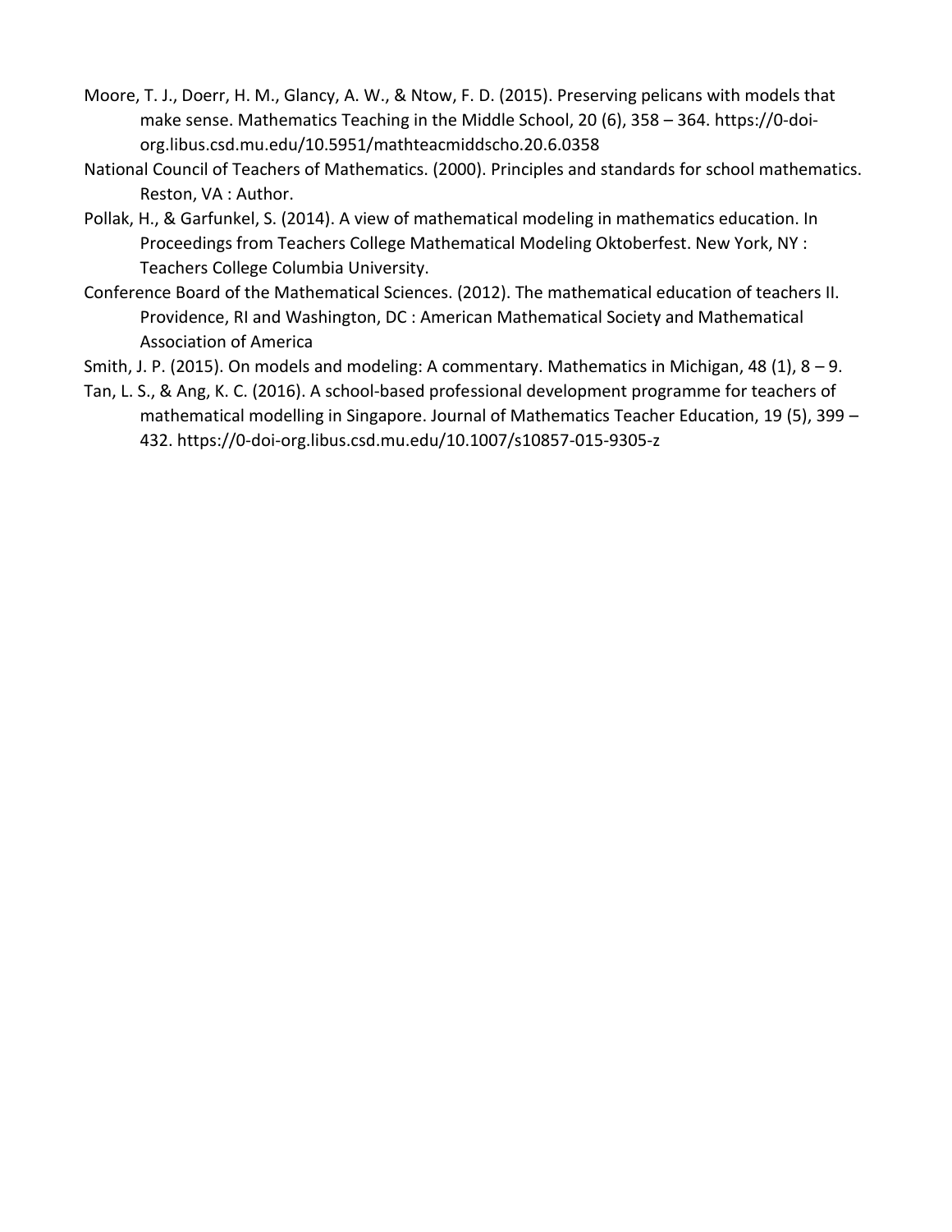Moore, T. J., Doerr, H. M., Glancy, A. W., & Ntow, F. D. (2015). Preserving pelicans with models that make sense. Mathematics Teaching in the Middle School, 20 (6), 358 – 364. https://0-doi-org.libus.csd.mu.edu/10.5951/mathteacmiddscho.20.6.0358

National Council of Teachers of Mathematics. (2000). Principles and standards for school mathematics. Reston, VA : Author.

Pollak, H., & Garfunkel, S. (2014). A view of mathematical modeling in mathematics education. In Proceedings from Teachers College Mathematical Modeling Oktoberfest. New York, NY : Teachers College Columbia University.

Conference Board of the Mathematical Sciences. (2012). The mathematical education of teachers II. Providence, RI and Washington, DC : American Mathematical Society and Mathematical Association of America

Smith, J. P. (2015). On models and modeling: A commentary. Mathematics in Michigan, 48 (1), 8 – 9.

Tan, L. S., & Ang, K. C. (2016). A school-based professional development programme for teachers of mathematical modelling in Singapore. Journal of Mathematics Teacher Education, 19 (5), 399 – 432. https://0-doi-org.libus.csd.mu.edu/10.1007/s10857-015-9305-z